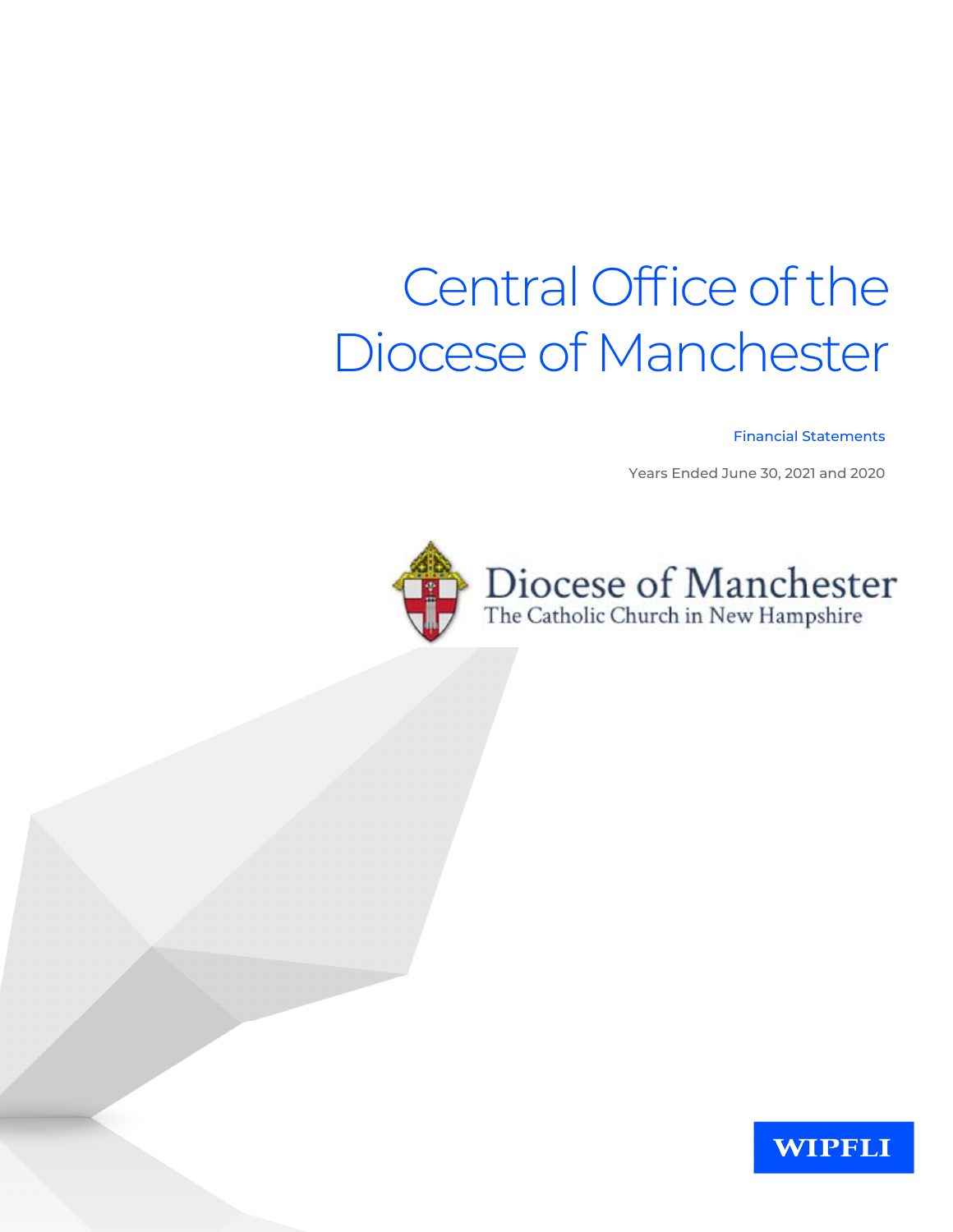# Central Office of the Diocese of Manchester

Financial Statements

Years Ended June 30, 2021 and 2020

Diocese of Manchester
The Catholic Church in New Hampshire

WIPFLI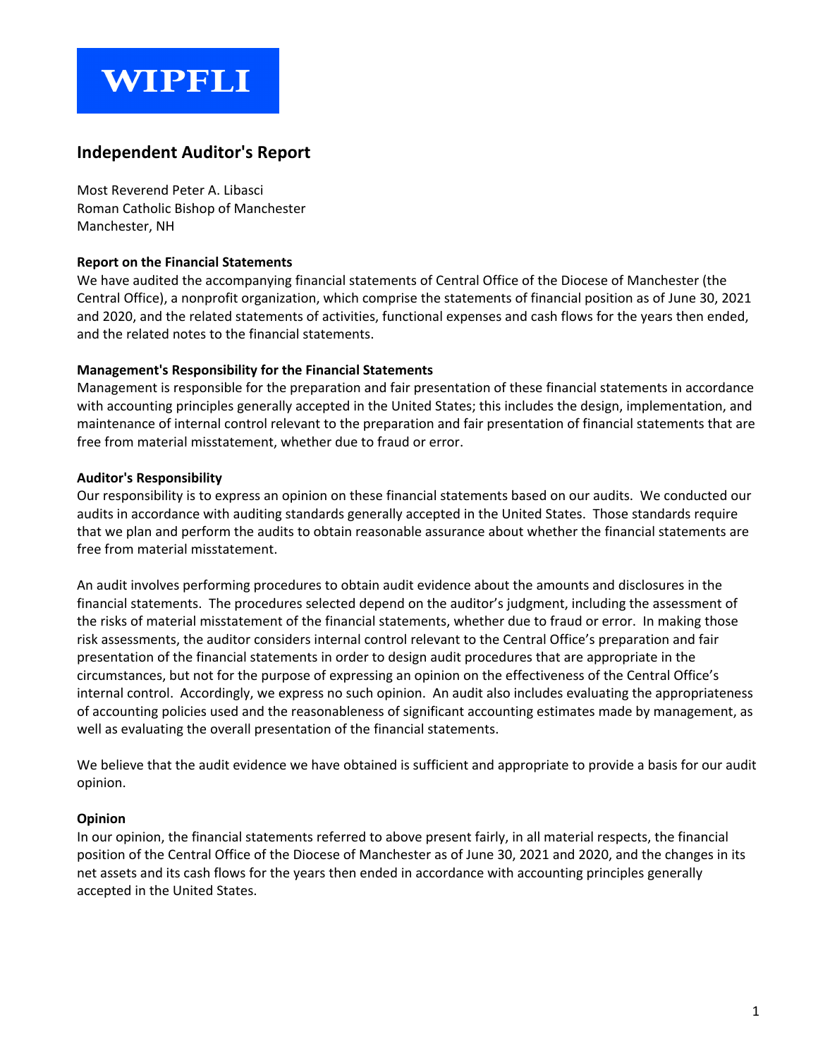WIPFLI

## Independent Auditor's Report

Most Reverend Peter A. Libasci
Roman Catholic Bishop of Manchester
Manchester, NH

**Report on the Financial Statements**
We have audited the accompanying financial statements of Central Office of the Diocese of Manchester (the Central Office), a nonprofit organization, which comprise the statements of financial position as of June 30, 2021 and 2020, and the related statements of activities, functional expenses and cash flows for the years then ended, and the related notes to the financial statements.

**Management's Responsibility for the Financial Statements**
Management is responsible for the preparation and fair presentation of these financial statements in accordance with accounting principles generally accepted in the United States; this includes the design, implementation, and maintenance of internal control relevant to the preparation and fair presentation of financial statements that are free from material misstatement, whether due to fraud or error.

**Auditor's Responsibility**
Our responsibility is to express an opinion on these financial statements based on our audits. We conducted our audits in accordance with auditing standards generally accepted in the United States. Those standards require that we plan and perform the audits to obtain reasonable assurance about whether the financial statements are free from material misstatement.

An audit involves performing procedures to obtain audit evidence about the amounts and disclosures in the financial statements. The procedures selected depend on the auditor's judgment, including the assessment of the risks of material misstatement of the financial statements, whether due to fraud or error. In making those risk assessments, the auditor considers internal control relevant to the Central Office's preparation and fair presentation of the financial statements in order to design audit procedures that are appropriate in the circumstances, but not for the purpose of expressing an opinion on the effectiveness of the Central Office's internal control. Accordingly, we express no such opinion. An audit also includes evaluating the appropriateness of accounting policies used and the reasonableness of significant accounting estimates made by management, as well as evaluating the overall presentation of the financial statements.

We believe that the audit evidence we have obtained is sufficient and appropriate to provide a basis for our audit opinion.

**Opinion**
In our opinion, the financial statements referred to above present fairly, in all material respects, the financial position of the Central Office of the Diocese of Manchester as of June 30, 2021 and 2020, and the changes in its net assets and its cash flows for the years then ended in accordance with accounting principles generally accepted in the United States.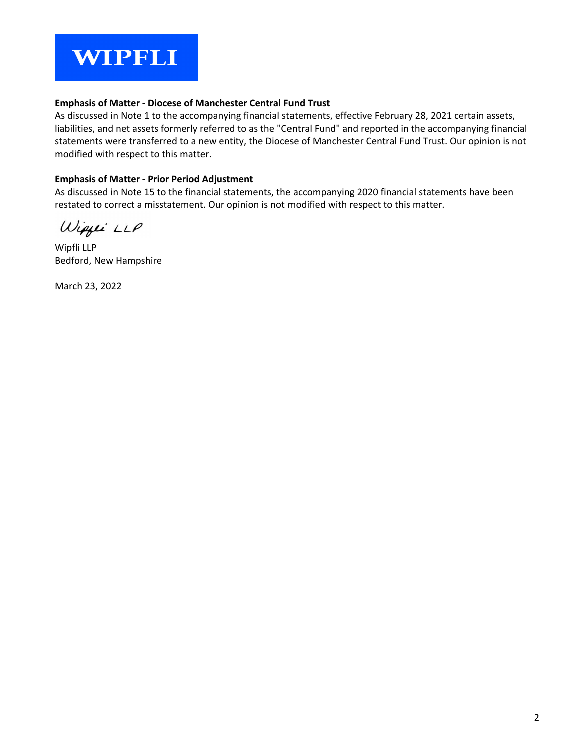**WIPFLI**

**Emphasis of Matter - Diocese of Manchester Central Fund Trust**

As discussed in Note 1 to the accompanying financial statements, effective February 28, 2021 certain assets, liabilities, and net assets formerly referred to as the "Central Fund" and reported in the accompanying financial statements were transferred to a new entity, the Diocese of Manchester Central Fund Trust. Our opinion is not modified with respect to this matter.

**Emphasis of Matter - Prior Period Adjustment**

As discussed in Note 15 to the financial statements, the accompanying 2020 financial statements have been restated to correct a misstatement. Our opinion is not modified with respect to this matter.

*Wipfli LLP*

Wipfli LLP
Bedford, New Hampshire

March 23, 2022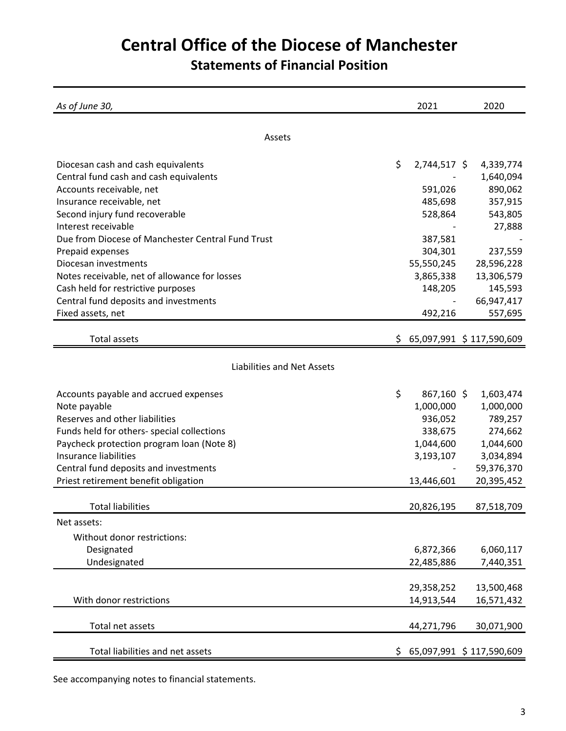# Central Office of the Diocese of Manchester

## Statements of Financial Position

| *As of June 30,* | 2021 | 2020 |
|---|---|---|
| **Assets** | | |
| Diocesan cash and cash equivalents | $ 2,744,517 | $ 4,339,774 |
| Central fund cash and cash equivalents | - | 1,640,094 |
| Accounts receivable, net | 591,026 | 890,062 |
| Insurance receivable, net | 485,698 | 357,915 |
| Second injury fund recoverable | 528,864 | 543,805 |
| Interest receivable | - | 27,888 |
| Due from Diocese of Manchester Central Fund Trust | 387,581 | - |
| Prepaid expenses | 304,301 | 237,559 |
| Diocesan investments | 55,550,245 | 28,596,228 |
| Notes receivable, net of allowance for losses | 3,865,338 | 13,306,579 |
| Cash held for restrictive purposes | 148,205 | 145,593 |
| Central fund deposits and investments | - | 66,947,417 |
| Fixed assets, net | 492,216 | 557,695 |
| Total assets | $ 65,097,991 | $ 117,590,609 |
| **Liabilities and Net Assets** | | |
| Accounts payable and accrued expenses | $ 867,160 | $ 1,603,474 |
| Note payable | 1,000,000 | 1,000,000 |
| Reserves and other liabilities | 936,052 | 789,257 |
| Funds held for others- special collections | 338,675 | 274,662 |
| Paycheck protection program loan (Note 8) | 1,044,600 | 1,044,600 |
| Insurance liabilities | 3,193,107 | 3,034,894 |
| Central fund deposits and investments | - | 59,376,370 |
| Priest retirement benefit obligation | 13,446,601 | 20,395,452 |
| Total liabilities | 20,826,195 | 87,518,709 |
| Net assets: | | |
| Without donor restrictions: | | |
| Designated | 6,872,366 | 6,060,117 |
| Undesignated | 22,485,886 | 7,440,351 |
| | 29,358,252 | 13,500,468 |
| With donor restrictions | 14,913,544 | 16,571,432 |
| Total net assets | 44,271,796 | 30,071,900 |
| Total liabilities and net assets | $ 65,097,991 | $ 117,590,609 |

See accompanying notes to financial statements.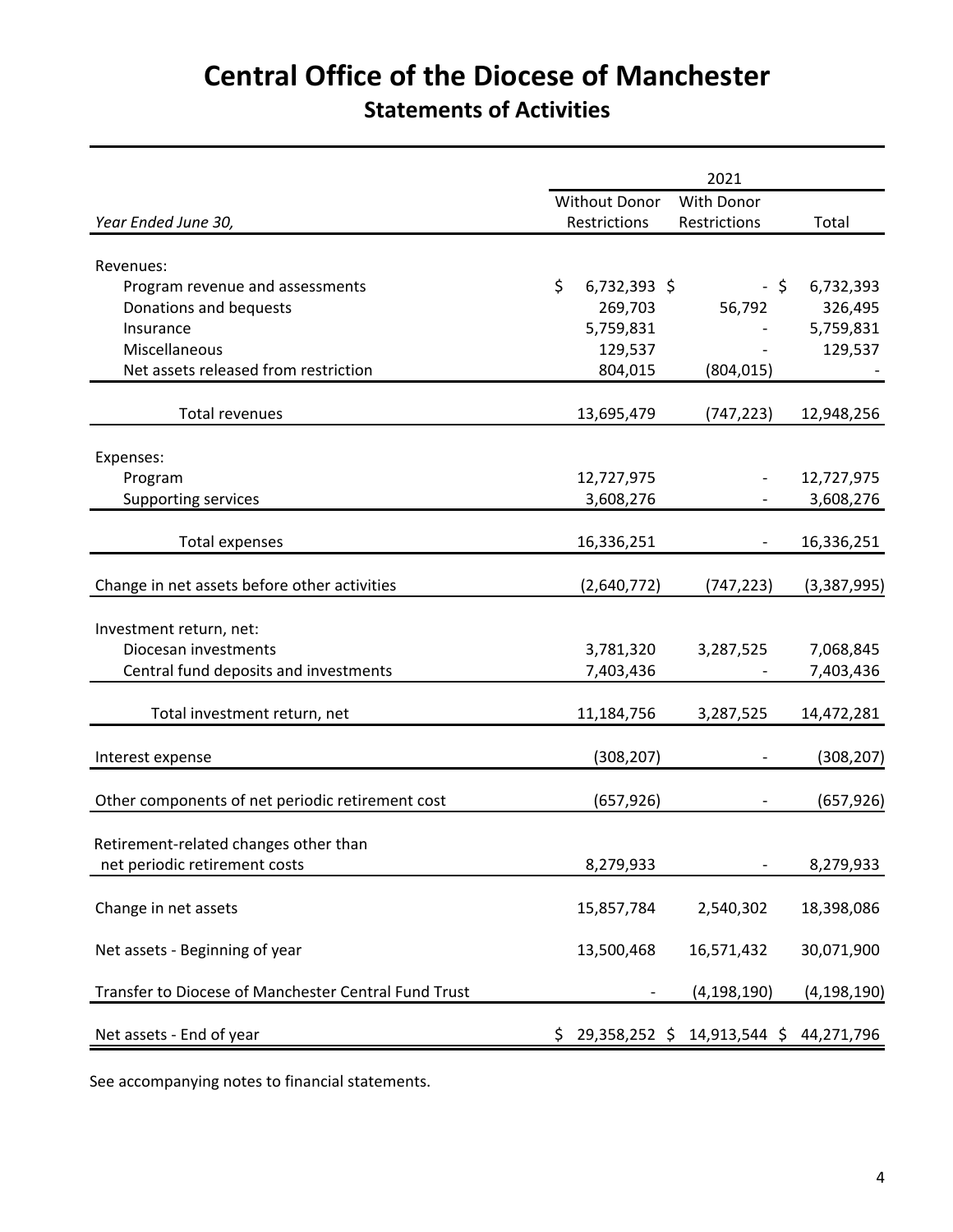# Central Office of the Diocese of Manchester

## Statements of Activities

| | 2021 | | |
|---|---|---|---|
| *Year Ended June 30,* | Without Donor Restrictions | With Donor Restrictions | Total |
| Revenues: | | | |
| Program revenue and assessments | $ 6,732,393 | $ - | $ 6,732,393 |
| Donations and bequests | 269,703 | 56,792 | 326,495 |
| Insurance | 5,759,831 | - | 5,759,831 |
| Miscellaneous | 129,537 | - | 129,537 |
| Net assets released from restriction | 804,015 | (804,015) | - |
| Total revenues | 13,695,479 | (747,223) | 12,948,256 |
| Expenses: | | | |
| Program | 12,727,975 | - | 12,727,975 |
| Supporting services | 3,608,276 | - | 3,608,276 |
| Total expenses | 16,336,251 | - | 16,336,251 |
| Change in net assets before other activities | (2,640,772) | (747,223) | (3,387,995) |
| Investment return, net: | | | |
| Diocesan investments | 3,781,320 | 3,287,525 | 7,068,845 |
| Central fund deposits and investments | 7,403,436 | - | 7,403,436 |
| Total investment return, net | 11,184,756 | 3,287,525 | 14,472,281 |
| Interest expense | (308,207) | - | (308,207) |
| Other components of net periodic retirement cost | (657,926) | - | (657,926) |
| Retirement-related changes other than net periodic retirement costs | 8,279,933 | - | 8,279,933 |
| Change in net assets | 15,857,784 | 2,540,302 | 18,398,086 |
| Net assets - Beginning of year | 13,500,468 | 16,571,432 | 30,071,900 |
| Transfer to Diocese of Manchester Central Fund Trust | - | (4,198,190) | (4,198,190) |
| Net assets - End of year | $ 29,358,252 | $ 14,913,544 | $ 44,271,796 |

See accompanying notes to financial statements.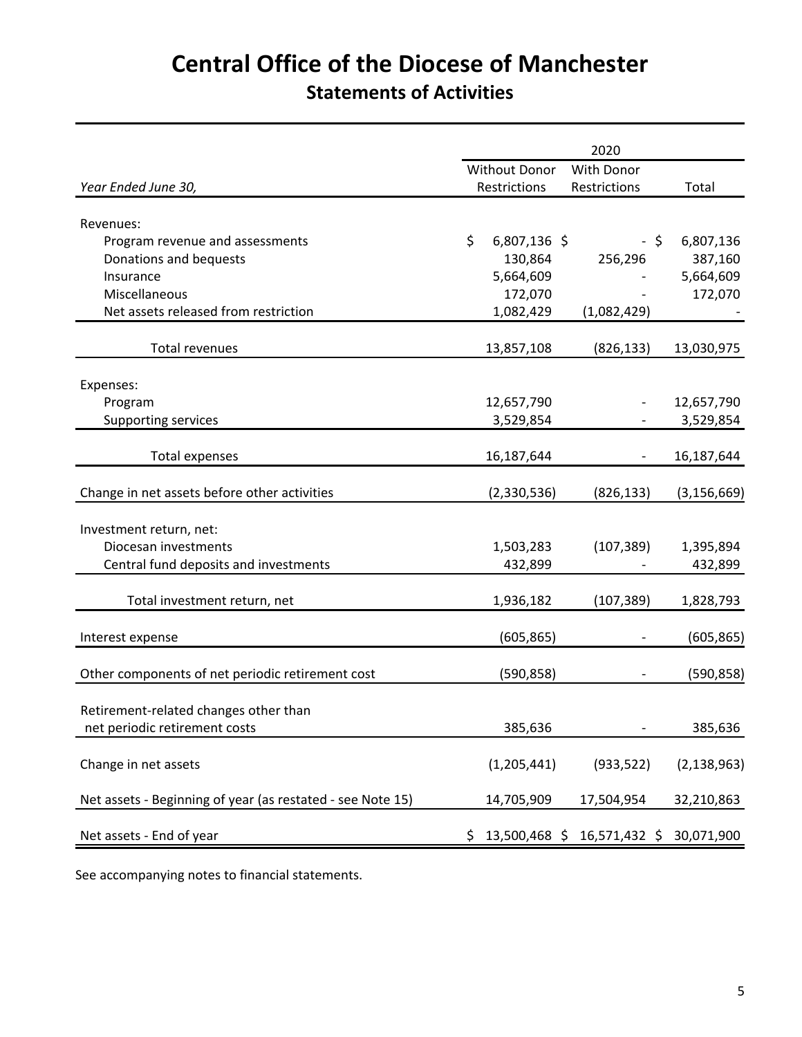# Central Office of the Diocese of Manchester

## Statements of Activities

| | 2020 | | |
|---|---|---|---|
| *Year Ended June 30,* | Without Donor Restrictions | With Donor Restrictions | Total |
| Revenues: | | | |
| Program revenue and assessments | $ 6,807,136 | $ - | $ 6,807,136 |
| Donations and bequests | 130,864 | 256,296 | 387,160 |
| Insurance | 5,664,609 | - | 5,664,609 |
| Miscellaneous | 172,070 | - | 172,070 |
| Net assets released from restriction | 1,082,429 | (1,082,429) | - |
| Total revenues | 13,857,108 | (826,133) | 13,030,975 |
| Expenses: | | | |
| Program | 12,657,790 | - | 12,657,790 |
| Supporting services | 3,529,854 | - | 3,529,854 |
| Total expenses | 16,187,644 | - | 16,187,644 |
| Change in net assets before other activities | (2,330,536) | (826,133) | (3,156,669) |
| Investment return, net: | | | |
| Diocesan investments | 1,503,283 | (107,389) | 1,395,894 |
| Central fund deposits and investments | 432,899 | - | 432,899 |
| Total investment return, net | 1,936,182 | (107,389) | 1,828,793 |
| Interest expense | (605,865) | - | (605,865) |
| Other components of net periodic retirement cost | (590,858) | - | (590,858) |
| Retirement-related changes other than net periodic retirement costs | 385,636 | - | 385,636 |
| Change in net assets | (1,205,441) | (933,522) | (2,138,963) |
| Net assets - Beginning of year (as restated - see Note 15) | 14,705,909 | 17,504,954 | 32,210,863 |
| Net assets - End of year | $ 13,500,468 | $ 16,571,432 | $ 30,071,900 |

See accompanying notes to financial statements.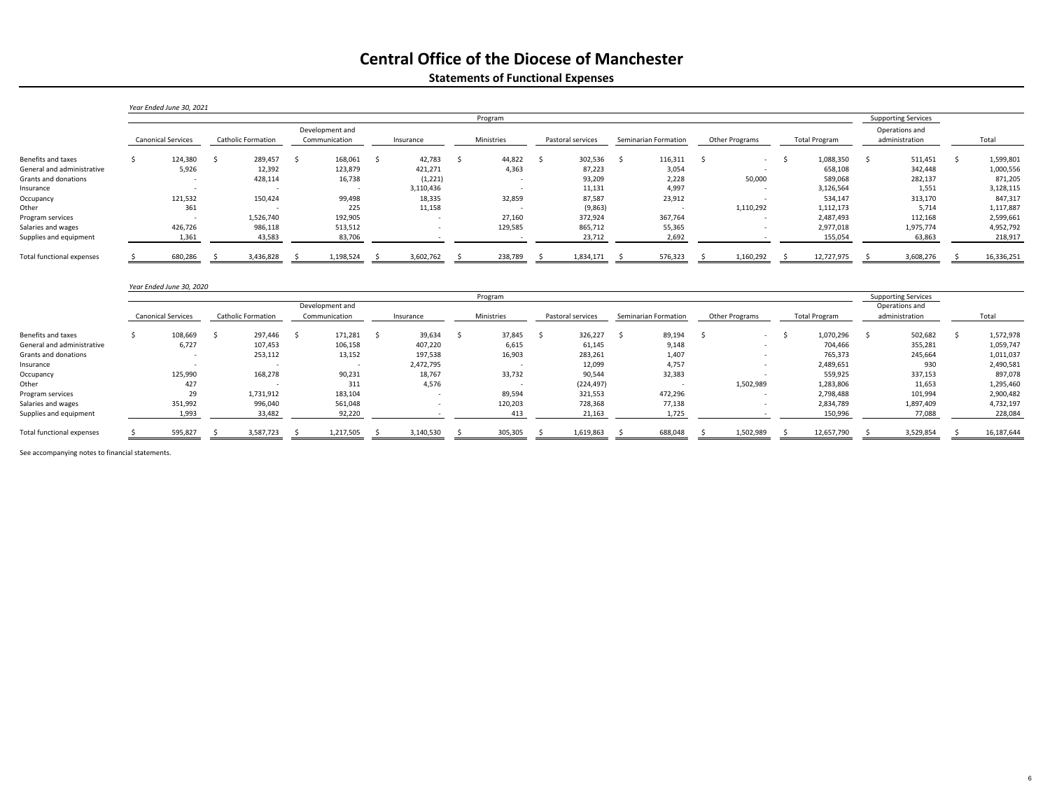# Central Office of the Diocese of Manchester

## Statements of Functional Expenses

*Year Ended June 30, 2021*

| | Program | | | | | | | | | Supporting Services | |
|---|---|---|---|---|---|---|---|---|---|---|---|
| | Canonical Services | Catholic Formation | Development and Communication | Insurance | Ministries | Pastoral services | Seminarian Formation | Other Programs | Total Program | Operations and administration | Total |
| Benefits and taxes | $ 124,380 | $ 289,457 | $ 168,061 | $ 42,783 | $ 44,822 | $ 302,536 | $ 116,311 | $ - | $ 1,088,350 | $ 511,451 | $ 1,599,801 |
| General and administrative | 5,926 | 12,392 | 123,879 | 421,271 | 4,363 | 87,223 | 3,054 | - | 658,108 | 342,448 | 1,000,556 |
| Grants and donations | - | 428,114 | 16,738 | (1,221) | - | 93,209 | 2,228 | 50,000 | 589,068 | 282,137 | 871,205 |
| Insurance | - | - | - | 3,110,436 | - | 11,131 | 4,997 | - | 3,126,564 | 1,551 | 3,128,115 |
| Occupancy | 121,532 | 150,424 | 99,498 | 18,335 | 32,859 | 87,587 | 23,912 | - | 534,147 | 313,170 | 847,317 |
| Other | 361 | - | 225 | 11,158 | - | (9,863) | - | 1,110,292 | 1,112,173 | 5,714 | 1,117,887 |
| Program services | - | 1,526,740 | 192,905 | - | 27,160 | 372,924 | 367,764 | - | 2,487,493 | 112,168 | 2,599,661 |
| Salaries and wages | 426,726 | 986,118 | 513,512 | - | 129,585 | 865,712 | 55,365 | - | 2,977,018 | 1,975,774 | 4,952,792 |
| Supplies and equipment | 1,361 | 43,583 | 83,706 | - | - | 23,712 | 2,692 | - | 155,054 | 63,863 | 218,917 |
| Total functional expenses | $ 680,286 | $ 3,436,828 | $ 1,198,524 | $ 3,602,762 | $ 238,789 | $ 1,834,171 | $ 576,323 | $ 1,160,292 | $ 12,727,975 | $ 3,608,276 | $ 16,336,251 |

*Year Ended June 30, 2020*

| | Program | | | | | | | | | Supporting Services | |
|---|---|---|---|---|---|---|---|---|---|---|---|
| | Canonical Services | Catholic Formation | Development and Communication | Insurance | Ministries | Pastoral services | Seminarian Formation | Other Programs | Total Program | Operations and administration | Total |
| Benefits and taxes | $ 108,669 | $ 297,446 | $ 171,281 | $ 39,634 | $ 37,845 | $ 326,227 | $ 89,194 | $ - | $ 1,070,296 | $ 502,682 | $ 1,572,978 |
| General and administrative | 6,727 | 107,453 | 106,158 | 407,220 | 6,615 | 61,145 | 9,148 | - | 704,466 | 355,281 | 1,059,747 |
| Grants and donations | - | 253,112 | 13,152 | 197,538 | 16,903 | 283,261 | 1,407 | - | 765,373 | 245,664 | 1,011,037 |
| Insurance | - | - | - | 2,472,795 | - | 12,099 | 4,757 | - | 2,489,651 | 930 | 2,490,581 |
| Occupancy | 125,990 | 168,278 | 90,231 | 18,767 | 33,732 | 90,544 | 32,383 | - | 559,925 | 337,153 | 897,078 |
| Other | 427 | - | 311 | 4,576 | - | (224,497) | - | 1,502,989 | 1,283,806 | 11,653 | 1,295,460 |
| Program services | 29 | 1,731,912 | 183,104 | - | 89,594 | 321,553 | 472,296 | - | 2,798,488 | 101,994 | 2,900,482 |
| Salaries and wages | 351,992 | 996,040 | 561,048 | - | 120,203 | 728,368 | 77,138 | - | 2,834,789 | 1,897,409 | 4,732,197 |
| Supplies and equipment | 1,993 | 33,482 | 92,220 | - | 413 | 21,163 | 1,725 | - | 150,996 | 77,088 | 228,084 |
| Total functional expenses | $ 595,827 | $ 3,587,723 | $ 1,217,505 | $ 3,140,530 | $ 305,305 | $ 1,619,863 | $ 688,048 | $ 1,502,989 | $ 12,657,790 | $ 3,529,854 | $ 16,187,644 |

See accompanying notes to financial statements.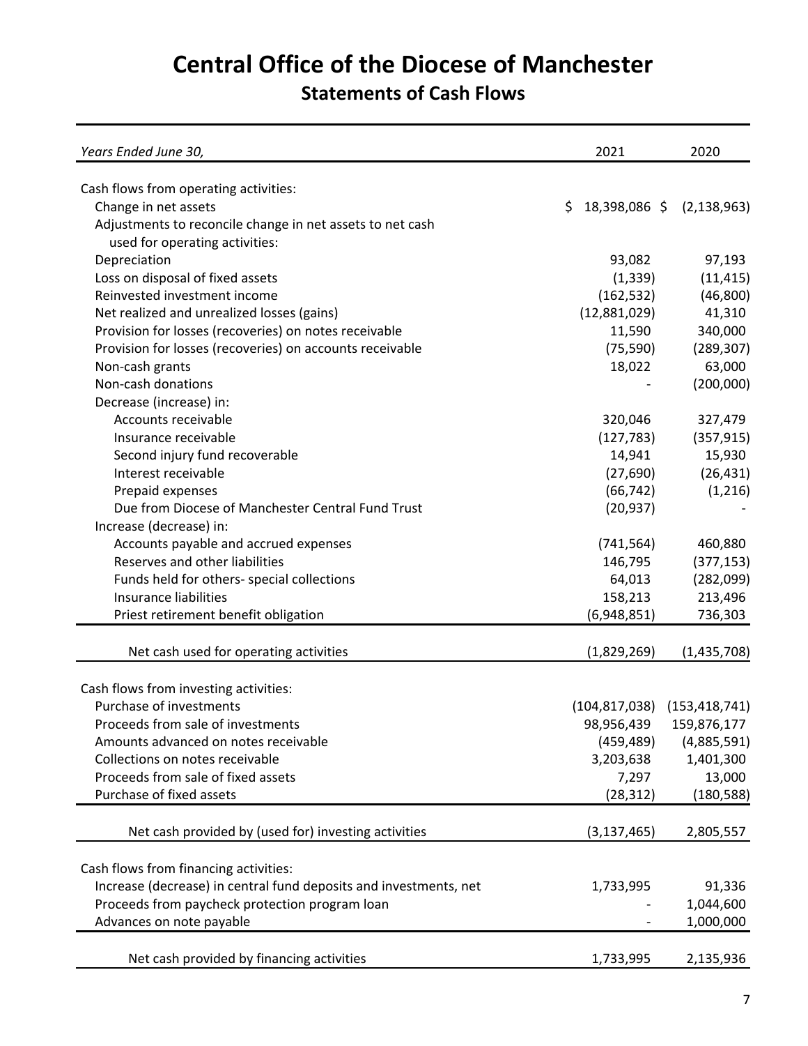# Central Office of the Diocese of Manchester

## Statements of Cash Flows

| *Years Ended June 30,* | 2021 | 2020 |
|---|---|---|
| Cash flows from operating activities: | | |
| Change in net assets | $ 18,398,086 | $ (2,138,963) |
| Adjustments to reconcile change in net assets to net cash used for operating activities: | | |
| Depreciation | 93,082 | 97,193 |
| Loss on disposal of fixed assets | (1,339) | (11,415) |
| Reinvested investment income | (162,532) | (46,800) |
| Net realized and unrealized losses (gains) | (12,881,029) | 41,310 |
| Provision for losses (recoveries) on notes receivable | 11,590 | 340,000 |
| Provision for losses (recoveries) on accounts receivable | (75,590) | (289,307) |
| Non-cash grants | 18,022 | 63,000 |
| Non-cash donations | - | (200,000) |
| Decrease (increase) in: | | |
| Accounts receivable | 320,046 | 327,479 |
| Insurance receivable | (127,783) | (357,915) |
| Second injury fund recoverable | 14,941 | 15,930 |
| Interest receivable | (27,690) | (26,431) |
| Prepaid expenses | (66,742) | (1,216) |
| Due from Diocese of Manchester Central Fund Trust | (20,937) | - |
| Increase (decrease) in: | | |
| Accounts payable and accrued expenses | (741,564) | 460,880 |
| Reserves and other liabilities | 146,795 | (377,153) |
| Funds held for others- special collections | 64,013 | (282,099) |
| Insurance liabilities | 158,213 | 213,496 |
| Priest retirement benefit obligation | (6,948,851) | 736,303 |
| Net cash used for operating activities | (1,829,269) | (1,435,708) |
| Cash flows from investing activities: | | |
| Purchase of investments | (104,817,038) | (153,418,741) |
| Proceeds from sale of investments | 98,956,439 | 159,876,177 |
| Amounts advanced on notes receivable | (459,489) | (4,885,591) |
| Collections on notes receivable | 3,203,638 | 1,401,300 |
| Proceeds from sale of fixed assets | 7,297 | 13,000 |
| Purchase of fixed assets | (28,312) | (180,588) |
| Net cash provided by (used for) investing activities | (3,137,465) | 2,805,557 |
| Cash flows from financing activities: | | |
| Increase (decrease) in central fund deposits and investments, net | 1,733,995 | 91,336 |
| Proceeds from paycheck protection program loan | - | 1,044,600 |
| Advances on note payable | - | 1,000,000 |
| Net cash provided by financing activities | 1,733,995 | 2,135,936 |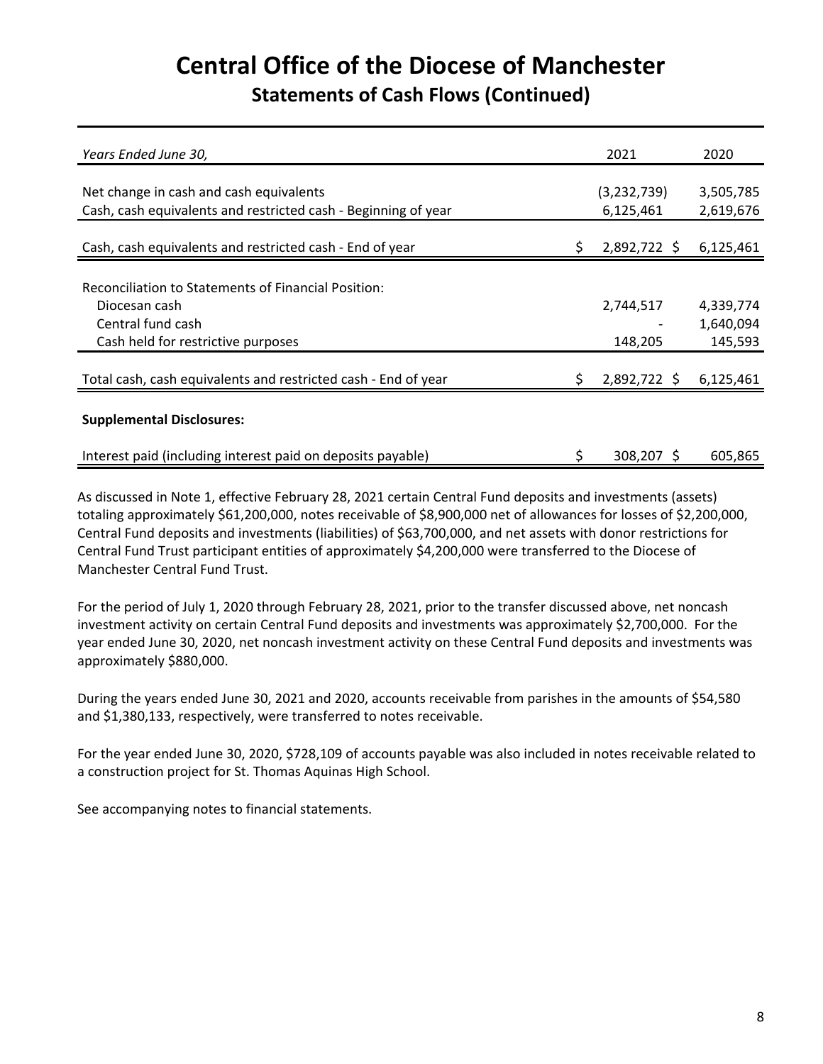# Central Office of the Diocese of Manchester

## Statements of Cash Flows (Continued)

| *Years Ended June 30,* | 2021 | 2020 |
|---|---|---|
| Net change in cash and cash equivalents | (3,232,739) | 3,505,785 |
| Cash, cash equivalents and restricted cash - Beginning of year | 6,125,461 | 2,619,676 |
| Cash, cash equivalents and restricted cash - End of year | $ 2,892,722 | $ 6,125,461 |
| Reconciliation to Statements of Financial Position: | | |
| Diocesan cash | 2,744,517 | 4,339,774 |
| Central fund cash | - | 1,640,094 |
| Cash held for restrictive purposes | 148,205 | 145,593 |
| Total cash, cash equivalents and restricted cash - End of year | $ 2,892,722 | $ 6,125,461 |
| **Supplemental Disclosures:** | | |
| Interest paid (including interest paid on deposits payable) | $ 308,207 | $ 605,865 |

As discussed in Note 1, effective February 28, 2021 certain Central Fund deposits and investments (assets) totaling approximately $61,200,000, notes receivable of $8,900,000 net of allowances for losses of $2,200,000, Central Fund deposits and investments (liabilities) of $63,700,000, and net assets with donor restrictions for Central Fund Trust participant entities of approximately $4,200,000 were transferred to the Diocese of Manchester Central Fund Trust.

For the period of July 1, 2020 through February 28, 2021, prior to the transfer discussed above, net noncash investment activity on certain Central Fund deposits and investments was approximately $2,700,000. For the year ended June 30, 2020, net noncash investment activity on these Central Fund deposits and investments was approximately $880,000.

During the years ended June 30, 2021 and 2020, accounts receivable from parishes in the amounts of $54,580 and $1,380,133, respectively, were transferred to notes receivable.

For the year ended June 30, 2020, $728,109 of accounts payable was also included in notes receivable related to a construction project for St. Thomas Aquinas High School.

See accompanying notes to financial statements.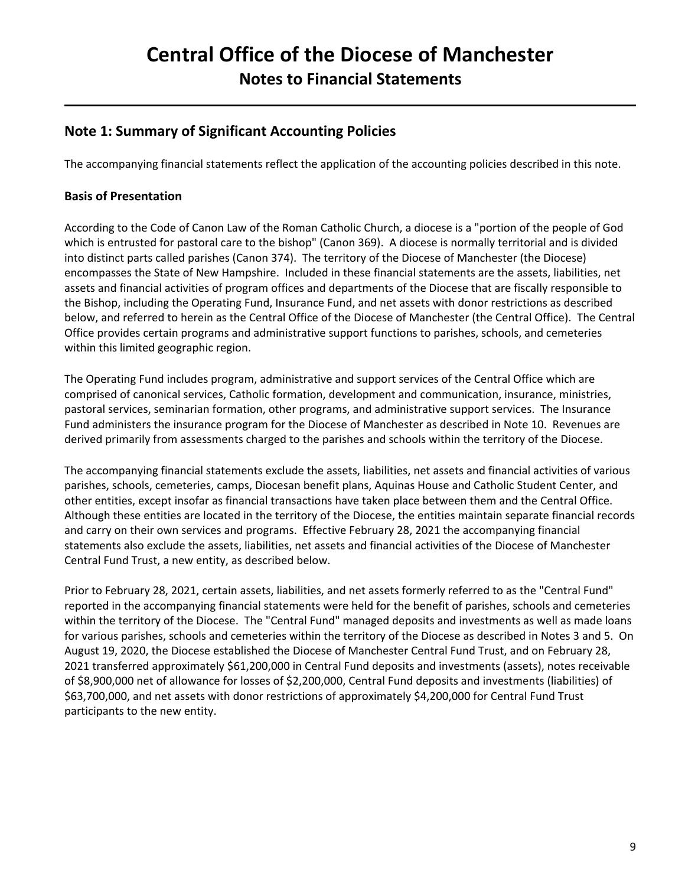# Central Office of the Diocese of Manchester
## Notes to Financial Statements

## Note 1: Summary of Significant Accounting Policies

The accompanying financial statements reflect the application of the accounting policies described in this note.

### Basis of Presentation

According to the Code of Canon Law of the Roman Catholic Church, a diocese is a "portion of the people of God which is entrusted for pastoral care to the bishop" (Canon 369). A diocese is normally territorial and is divided into distinct parts called parishes (Canon 374). The territory of the Diocese of Manchester (the Diocese) encompasses the State of New Hampshire. Included in these financial statements are the assets, liabilities, net assets and financial activities of program offices and departments of the Diocese that are fiscally responsible to the Bishop, including the Operating Fund, Insurance Fund, and net assets with donor restrictions as described below, and referred to herein as the Central Office of the Diocese of Manchester (the Central Office). The Central Office provides certain programs and administrative support functions to parishes, schools, and cemeteries within this limited geographic region.

The Operating Fund includes program, administrative and support services of the Central Office which are comprised of canonical services, Catholic formation, development and communication, insurance, ministries, pastoral services, seminarian formation, other programs, and administrative support services. The Insurance Fund administers the insurance program for the Diocese of Manchester as described in Note 10. Revenues are derived primarily from assessments charged to the parishes and schools within the territory of the Diocese.

The accompanying financial statements exclude the assets, liabilities, net assets and financial activities of various parishes, schools, cemeteries, camps, Diocesan benefit plans, Aquinas House and Catholic Student Center, and other entities, except insofar as financial transactions have taken place between them and the Central Office. Although these entities are located in the territory of the Diocese, the entities maintain separate financial records and carry on their own services and programs. Effective February 28, 2021 the accompanying financial statements also exclude the assets, liabilities, net assets and financial activities of the Diocese of Manchester Central Fund Trust, a new entity, as described below.

Prior to February 28, 2021, certain assets, liabilities, and net assets formerly referred to as the "Central Fund" reported in the accompanying financial statements were held for the benefit of parishes, schools and cemeteries within the territory of the Diocese. The "Central Fund" managed deposits and investments as well as made loans for various parishes, schools and cemeteries within the territory of the Diocese as described in Notes 3 and 5. On August 19, 2020, the Diocese established the Diocese of Manchester Central Fund Trust, and on February 28, 2021 transferred approximately $61,200,000 in Central Fund deposits and investments (assets), notes receivable of $8,900,000 net of allowance for losses of $2,200,000, Central Fund deposits and investments (liabilities) of $63,700,000, and net assets with donor restrictions of approximately $4,200,000 for Central Fund Trust participants to the new entity.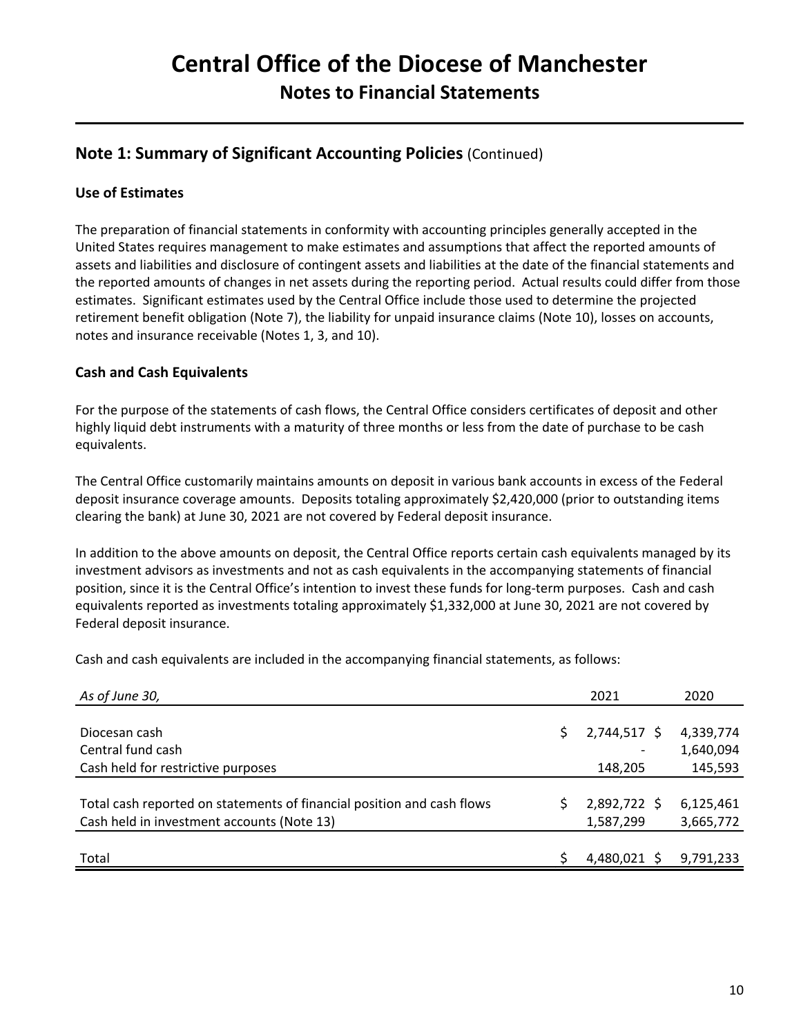# Central Office of the Diocese of Manchester

## Notes to Financial Statements

## Note 1: Summary of Significant Accounting Policies (Continued)

### Use of Estimates

The preparation of financial statements in conformity with accounting principles generally accepted in the United States requires management to make estimates and assumptions that affect the reported amounts of assets and liabilities and disclosure of contingent assets and liabilities at the date of the financial statements and the reported amounts of changes in net assets during the reporting period. Actual results could differ from those estimates. Significant estimates used by the Central Office include those used to determine the projected retirement benefit obligation (Note 7), the liability for unpaid insurance claims (Note 10), losses on accounts, notes and insurance receivable (Notes 1, 3, and 10).

### Cash and Cash Equivalents

For the purpose of the statements of cash flows, the Central Office considers certificates of deposit and other highly liquid debt instruments with a maturity of three months or less from the date of purchase to be cash equivalents.

The Central Office customarily maintains amounts on deposit in various bank accounts in excess of the Federal deposit insurance coverage amounts. Deposits totaling approximately $2,420,000 (prior to outstanding items clearing the bank) at June 30, 2021 are not covered by Federal deposit insurance.

In addition to the above amounts on deposit, the Central Office reports certain cash equivalents managed by its investment advisors as investments and not as cash equivalents in the accompanying statements of financial position, since it is the Central Office's intention to invest these funds for long-term purposes. Cash and cash equivalents reported as investments totaling approximately $1,332,000 at June 30, 2021 are not covered by Federal deposit insurance.

Cash and cash equivalents are included in the accompanying financial statements, as follows:

| *As of June 30,* | 2021 | 2020 |
|---|---|---|
| Diocesan cash | $ 2,744,517 | $ 4,339,774 |
| Central fund cash | - | 1,640,094 |
| Cash held for restrictive purposes | 148,205 | 145,593 |
| Total cash reported on statements of financial position and cash flows | $ 2,892,722 | $ 6,125,461 |
| Cash held in investment accounts (Note 13) | 1,587,299 | 3,665,772 |
| Total | $ 4,480,021 | $ 9,791,233 |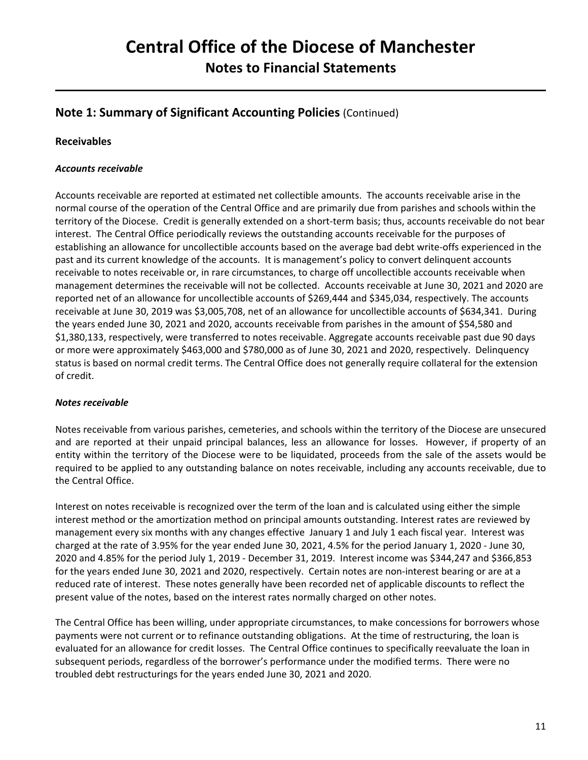## Note 1: Summary of Significant Accounting Policies (Continued)

### Receivables

***Accounts receivable***

Accounts receivable are reported at estimated net collectible amounts. The accounts receivable arise in the normal course of the operation of the Central Office and are primarily due from parishes and schools within the territory of the Diocese. Credit is generally extended on a short-term basis; thus, accounts receivable do not bear interest. The Central Office periodically reviews the outstanding accounts receivable for the purposes of establishing an allowance for uncollectible accounts based on the average bad debt write-offs experienced in the past and its current knowledge of the accounts. It is management's policy to convert delinquent accounts receivable to notes receivable or, in rare circumstances, to charge off uncollectible accounts receivable when management determines the receivable will not be collected. Accounts receivable at June 30, 2021 and 2020 are reported net of an allowance for uncollectible accounts of $269,444 and $345,034, respectively. The accounts receivable at June 30, 2019 was $3,005,708, net of an allowance for uncollectible accounts of $634,341. During the years ended June 30, 2021 and 2020, accounts receivable from parishes in the amount of $54,580 and $1,380,133, respectively, were transferred to notes receivable. Aggregate accounts receivable past due 90 days or more were approximately $463,000 and $780,000 as of June 30, 2021 and 2020, respectively. Delinquency status is based on normal credit terms. The Central Office does not generally require collateral for the extension of credit.

***Notes receivable***

Notes receivable from various parishes, cemeteries, and schools within the territory of the Diocese are unsecured and are reported at their unpaid principal balances, less an allowance for losses. However, if property of an entity within the territory of the Diocese were to be liquidated, proceeds from the sale of the assets would be required to be applied to any outstanding balance on notes receivable, including any accounts receivable, due to the Central Office.

Interest on notes receivable is recognized over the term of the loan and is calculated using either the simple interest method or the amortization method on principal amounts outstanding. Interest rates are reviewed by management every six months with any changes effective January 1 and July 1 each fiscal year. Interest was charged at the rate of 3.95% for the year ended June 30, 2021, 4.5% for the period January 1, 2020 - June 30, 2020 and 4.85% for the period July 1, 2019 - December 31, 2019. Interest income was $344,247 and $366,853 for the years ended June 30, 2021 and 2020, respectively. Certain notes are non-interest bearing or are at a reduced rate of interest. These notes generally have been recorded net of applicable discounts to reflect the present value of the notes, based on the interest rates normally charged on other notes.

The Central Office has been willing, under appropriate circumstances, to make concessions for borrowers whose payments were not current or to refinance outstanding obligations. At the time of restructuring, the loan is evaluated for an allowance for credit losses. The Central Office continues to specifically reevaluate the loan in subsequent periods, regardless of the borrower's performance under the modified terms. There were no troubled debt restructurings for the years ended June 30, 2021 and 2020.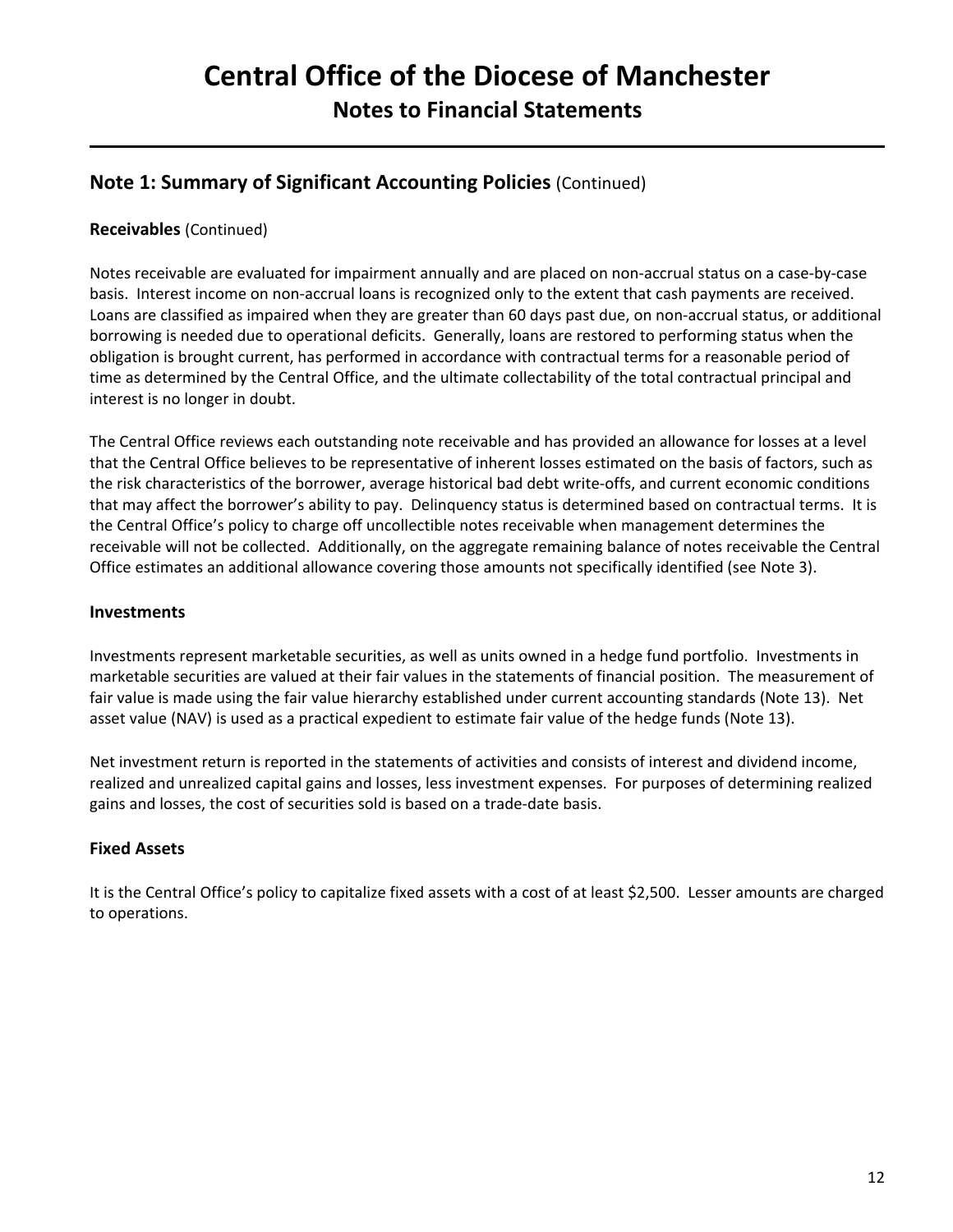## Note 1: Summary of Significant Accounting Policies (Continued)

**Receivables** (Continued)

Notes receivable are evaluated for impairment annually and are placed on non-accrual status on a case-by-case basis. Interest income on non-accrual loans is recognized only to the extent that cash payments are received. Loans are classified as impaired when they are greater than 60 days past due, on non-accrual status, or additional borrowing is needed due to operational deficits. Generally, loans are restored to performing status when the obligation is brought current, has performed in accordance with contractual terms for a reasonable period of time as determined by the Central Office, and the ultimate collectability of the total contractual principal and interest is no longer in doubt.

The Central Office reviews each outstanding note receivable and has provided an allowance for losses at a level that the Central Office believes to be representative of inherent losses estimated on the basis of factors, such as the risk characteristics of the borrower, average historical bad debt write-offs, and current economic conditions that may affect the borrower's ability to pay. Delinquency status is determined based on contractual terms. It is the Central Office's policy to charge off uncollectible notes receivable when management determines the receivable will not be collected. Additionally, on the aggregate remaining balance of notes receivable the Central Office estimates an additional allowance covering those amounts not specifically identified (see Note 3).

**Investments**

Investments represent marketable securities, as well as units owned in a hedge fund portfolio. Investments in marketable securities are valued at their fair values in the statements of financial position. The measurement of fair value is made using the fair value hierarchy established under current accounting standards (Note 13). Net asset value (NAV) is used as a practical expedient to estimate fair value of the hedge funds (Note 13).

Net investment return is reported in the statements of activities and consists of interest and dividend income, realized and unrealized capital gains and losses, less investment expenses. For purposes of determining realized gains and losses, the cost of securities sold is based on a trade-date basis.

**Fixed Assets**

It is the Central Office's policy to capitalize fixed assets with a cost of at least $2,500. Lesser amounts are charged to operations.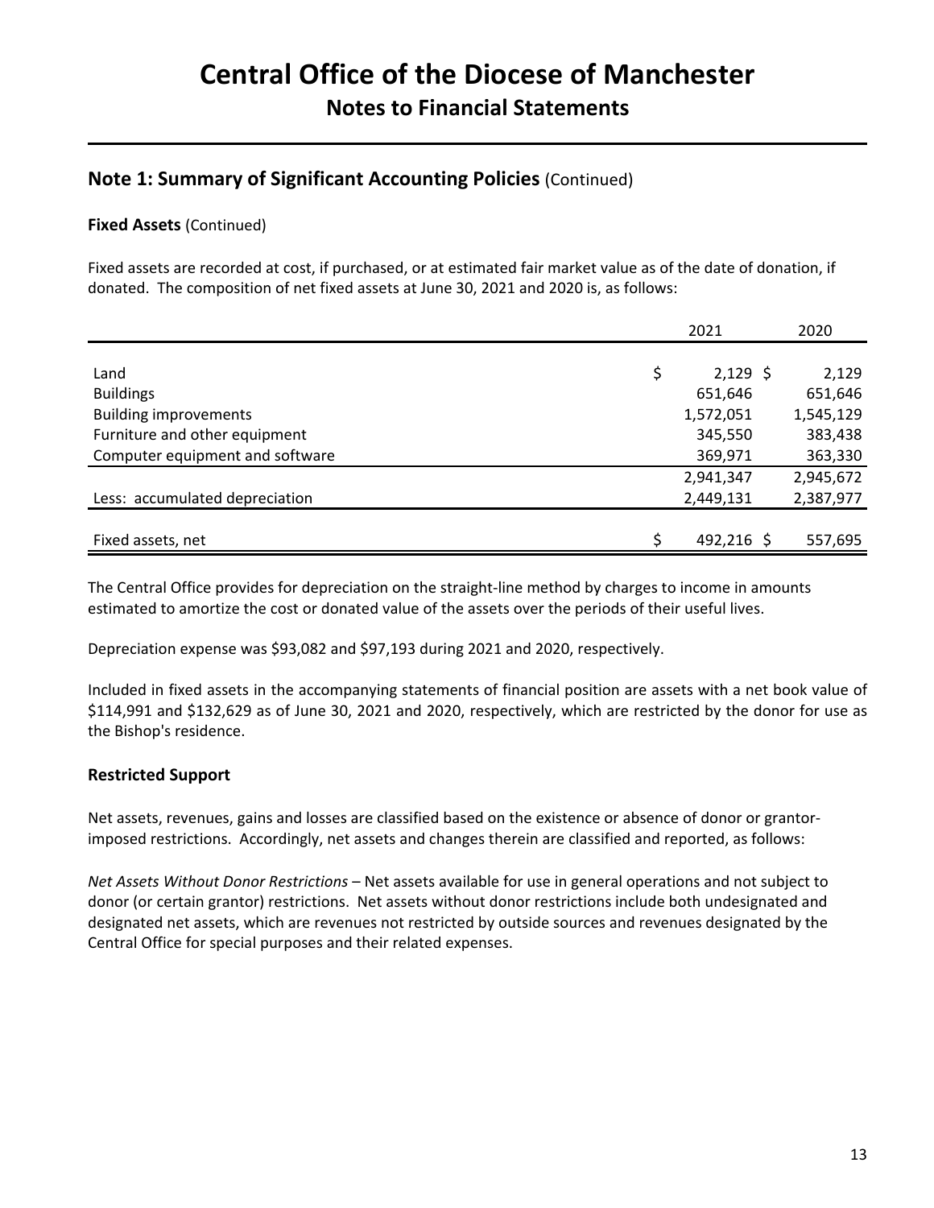# Central Office of the Diocese of Manchester

## Notes to Financial Statements

## Note 1: Summary of Significant Accounting Policies (Continued)

**Fixed Assets** (Continued)

Fixed assets are recorded at cost, if purchased, or at estimated fair market value as of the date of donation, if donated. The composition of net fixed assets at June 30, 2021 and 2020 is, as follows:

| | 2021 | 2020 |
|---|---|---|
| Land | $ 2,129 | $ 2,129 |
| Buildings | 651,646 | 651,646 |
| Building improvements | 1,572,051 | 1,545,129 |
| Furniture and other equipment | 345,550 | 383,438 |
| Computer equipment and software | 369,971 | 363,330 |
| | 2,941,347 | 2,945,672 |
| Less: accumulated depreciation | 2,449,131 | 2,387,977 |
| Fixed assets, net | $ 492,216 | $ 557,695 |

The Central Office provides for depreciation on the straight-line method by charges to income in amounts estimated to amortize the cost or donated value of the assets over the periods of their useful lives.

Depreciation expense was $93,082 and $97,193 during 2021 and 2020, respectively.

Included in fixed assets in the accompanying statements of financial position are assets with a net book value of $114,991 and $132,629 as of June 30, 2021 and 2020, respectively, which are restricted by the donor for use as the Bishop's residence.

**Restricted Support**

Net assets, revenues, gains and losses are classified based on the existence or absence of donor or grantor-imposed restrictions. Accordingly, net assets and changes therein are classified and reported, as follows:

*Net Assets Without Donor Restrictions* – Net assets available for use in general operations and not subject to donor (or certain grantor) restrictions. Net assets without donor restrictions include both undesignated and designated net assets, which are revenues not restricted by outside sources and revenues designated by the Central Office for special purposes and their related expenses.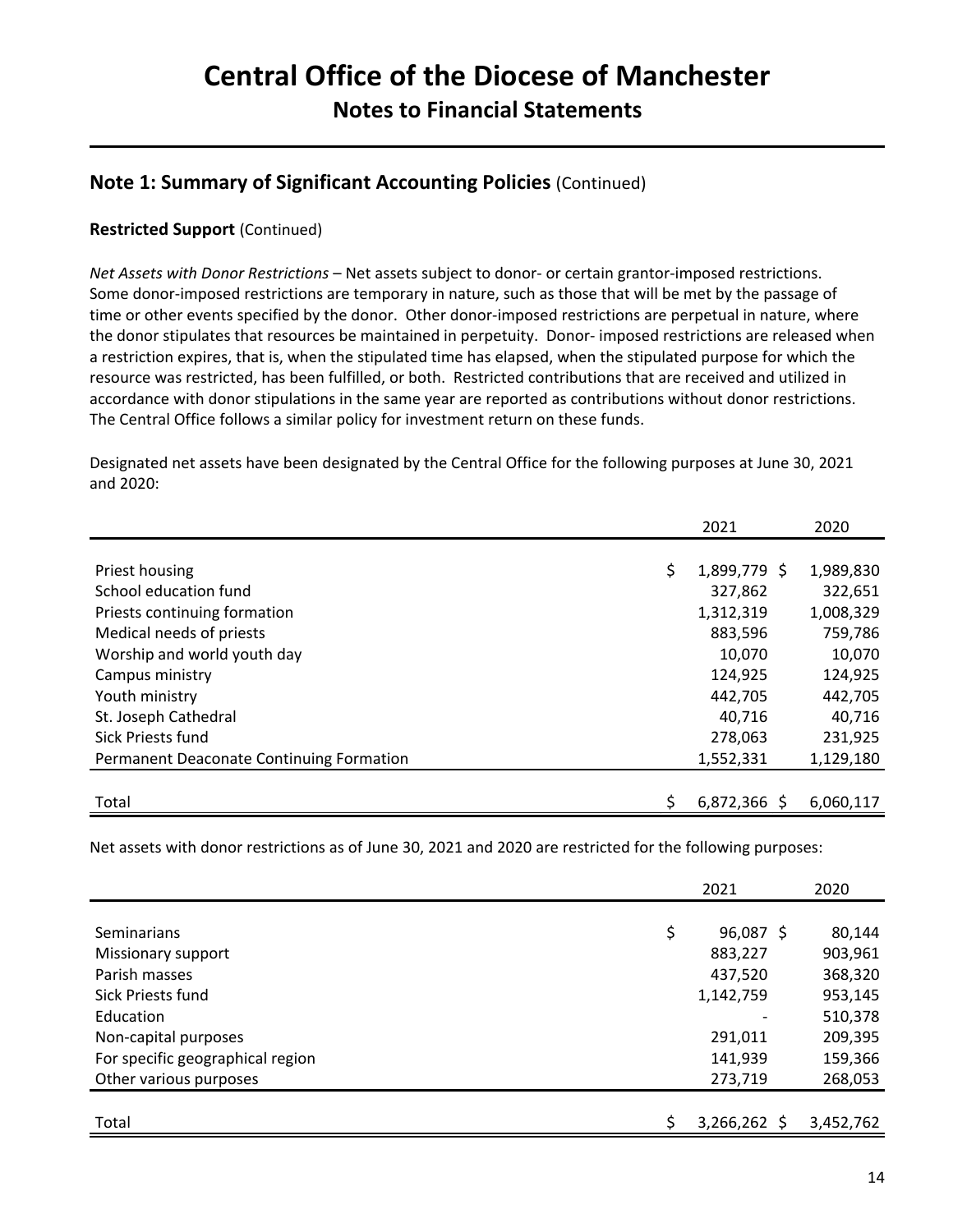# Central Office of the Diocese of Manchester

## Notes to Financial Statements

## Note 1: Summary of Significant Accounting Policies (Continued)

### Restricted Support (Continued)

*Net Assets with Donor Restrictions* – Net assets subject to donor- or certain grantor-imposed restrictions. Some donor-imposed restrictions are temporary in nature, such as those that will be met by the passage of time or other events specified by the donor. Other donor-imposed restrictions are perpetual in nature, where the donor stipulates that resources be maintained in perpetuity. Donor- imposed restrictions are released when a restriction expires, that is, when the stipulated time has elapsed, when the stipulated purpose for which the resource was restricted, has been fulfilled, or both. Restricted contributions that are received and utilized in accordance with donor stipulations in the same year are reported as contributions without donor restrictions. The Central Office follows a similar policy for investment return on these funds.

Designated net assets have been designated by the Central Office for the following purposes at June 30, 2021 and 2020:

| | 2021 | 2020 |
|---|---|---|
| Priest housing | $ 1,899,779 | $ 1,989,830 |
| School education fund | 327,862 | 322,651 |
| Priests continuing formation | 1,312,319 | 1,008,329 |
| Medical needs of priests | 883,596 | 759,786 |
| Worship and world youth day | 10,070 | 10,070 |
| Campus ministry | 124,925 | 124,925 |
| Youth ministry | 442,705 | 442,705 |
| St. Joseph Cathedral | 40,716 | 40,716 |
| Sick Priests fund | 278,063 | 231,925 |
| Permanent Deaconate Continuing Formation | 1,552,331 | 1,129,180 |
| Total | $ 6,872,366 | $ 6,060,117 |

Net assets with donor restrictions as of June 30, 2021 and 2020 are restricted for the following purposes:

| | 2021 | 2020 |
|---|---|---|
| Seminarians | $ 96,087 | $ 80,144 |
| Missionary support | 883,227 | 903,961 |
| Parish masses | 437,520 | 368,320 |
| Sick Priests fund | 1,142,759 | 953,145 |
| Education | - | 510,378 |
| Non-capital purposes | 291,011 | 209,395 |
| For specific geographical region | 141,939 | 159,366 |
| Other various purposes | 273,719 | 268,053 |
| Total | $ 3,266,262 | $ 3,452,762 |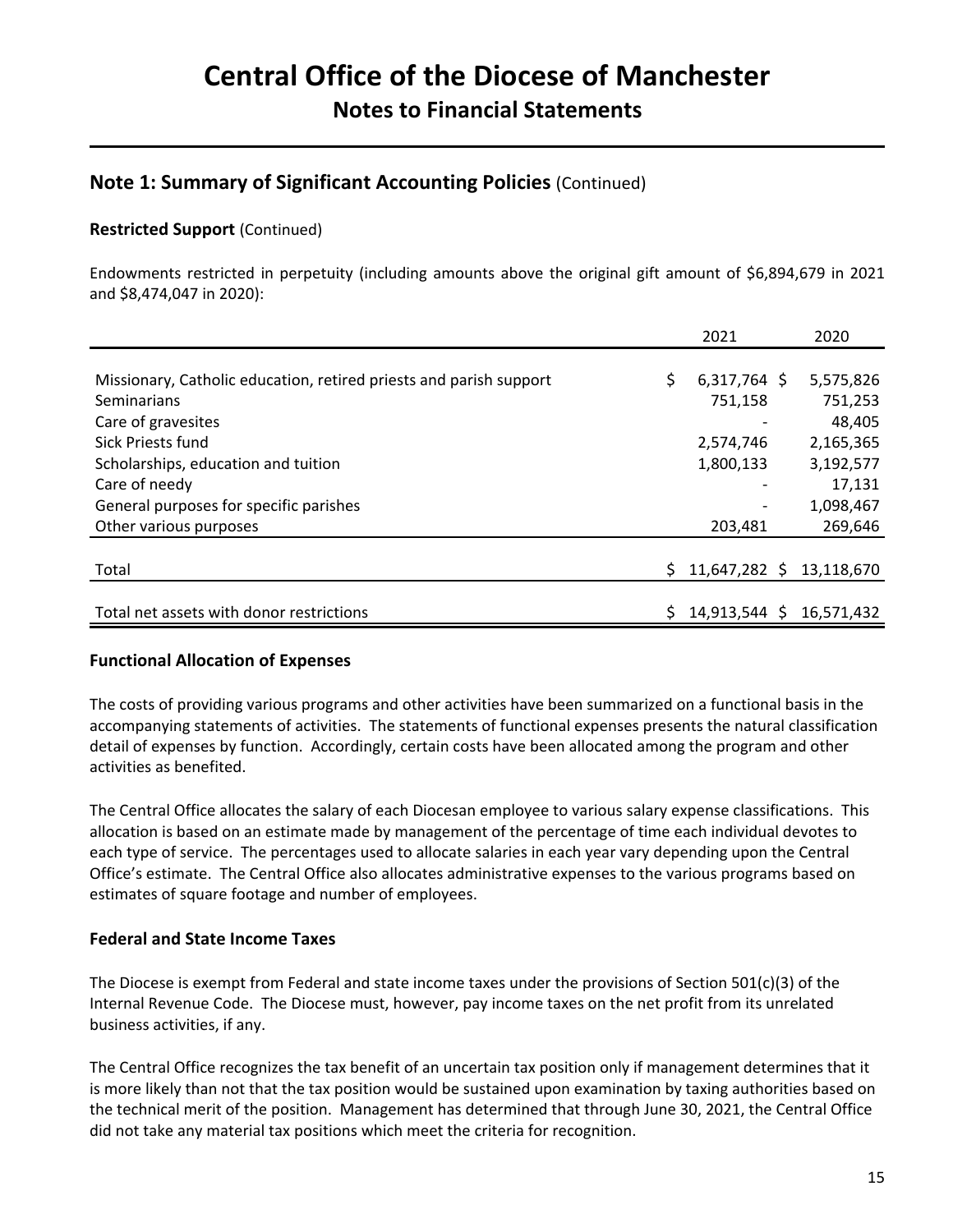## Note 1: Summary of Significant Accounting Policies (Continued)

**Restricted Support** (Continued)

Endowments restricted in perpetuity (including amounts above the original gift amount of $6,894,679 in 2021 and $8,474,047 in 2020):

| | 2021 | 2020 |
|---|---|---|
| Missionary, Catholic education, retired priests and parish support | $ 6,317,764 | $ 5,575,826 |
| Seminarians | 751,158 | 751,253 |
| Care of gravesites | - | 48,405 |
| Sick Priests fund | 2,574,746 | 2,165,365 |
| Scholarships, education and tuition | 1,800,133 | 3,192,577 |
| Care of needy | - | 17,131 |
| General purposes for specific parishes | - | 1,098,467 |
| Other various purposes | 203,481 | 269,646 |
| Total | $ 11,647,282 | $ 13,118,670 |
| Total net assets with donor restrictions | $ 14,913,544 | $ 16,571,432 |

### Functional Allocation of Expenses

The costs of providing various programs and other activities have been summarized on a functional basis in the accompanying statements of activities. The statements of functional expenses presents the natural classification detail of expenses by function. Accordingly, certain costs have been allocated among the program and other activities as benefited.

The Central Office allocates the salary of each Diocesan employee to various salary expense classifications. This allocation is based on an estimate made by management of the percentage of time each individual devotes to each type of service. The percentages used to allocate salaries in each year vary depending upon the Central Office's estimate. The Central Office also allocates administrative expenses to the various programs based on estimates of square footage and number of employees.

### Federal and State Income Taxes

The Diocese is exempt from Federal and state income taxes under the provisions of Section 501(c)(3) of the Internal Revenue Code. The Diocese must, however, pay income taxes on the net profit from its unrelated business activities, if any.

The Central Office recognizes the tax benefit of an uncertain tax position only if management determines that it is more likely than not that the tax position would be sustained upon examination by taxing authorities based on the technical merit of the position. Management has determined that through June 30, 2021, the Central Office did not take any material tax positions which meet the criteria for recognition.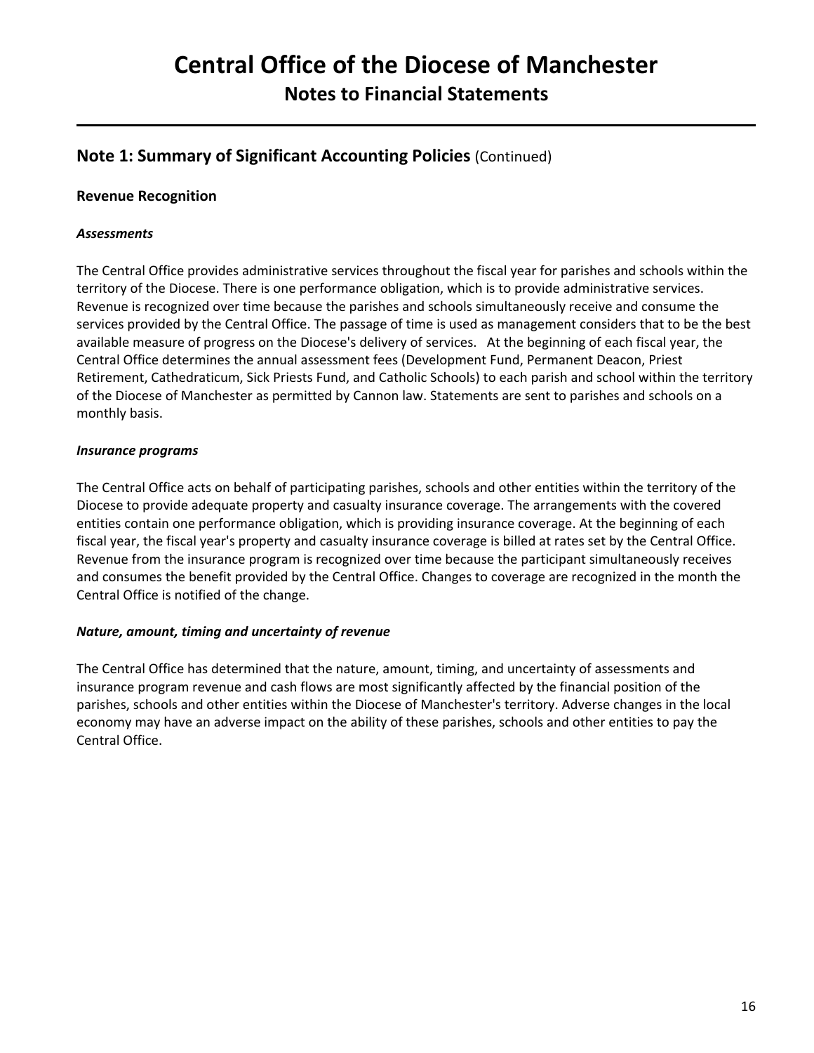# Central Office of the Diocese of Manchester

## Notes to Financial Statements

## Note 1: Summary of Significant Accounting Policies (Continued)

### Revenue Recognition

***Assessments***

The Central Office provides administrative services throughout the fiscal year for parishes and schools within the territory of the Diocese. There is one performance obligation, which is to provide administrative services. Revenue is recognized over time because the parishes and schools simultaneously receive and consume the services provided by the Central Office. The passage of time is used as management considers that to be the best available measure of progress on the Diocese's delivery of services. At the beginning of each fiscal year, the Central Office determines the annual assessment fees (Development Fund, Permanent Deacon, Priest Retirement, Cathedraticum, Sick Priests Fund, and Catholic Schools) to each parish and school within the territory of the Diocese of Manchester as permitted by Cannon law. Statements are sent to parishes and schools on a monthly basis.

***Insurance programs***

The Central Office acts on behalf of participating parishes, schools and other entities within the territory of the Diocese to provide adequate property and casualty insurance coverage. The arrangements with the covered entities contain one performance obligation, which is providing insurance coverage. At the beginning of each fiscal year, the fiscal year's property and casualty insurance coverage is billed at rates set by the Central Office. Revenue from the insurance program is recognized over time because the participant simultaneously receives and consumes the benefit provided by the Central Office. Changes to coverage are recognized in the month the Central Office is notified of the change.

***Nature, amount, timing and uncertainty of revenue***

The Central Office has determined that the nature, amount, timing, and uncertainty of assessments and insurance program revenue and cash flows are most significantly affected by the financial position of the parishes, schools and other entities within the Diocese of Manchester's territory. Adverse changes in the local economy may have an adverse impact on the ability of these parishes, schools and other entities to pay the Central Office.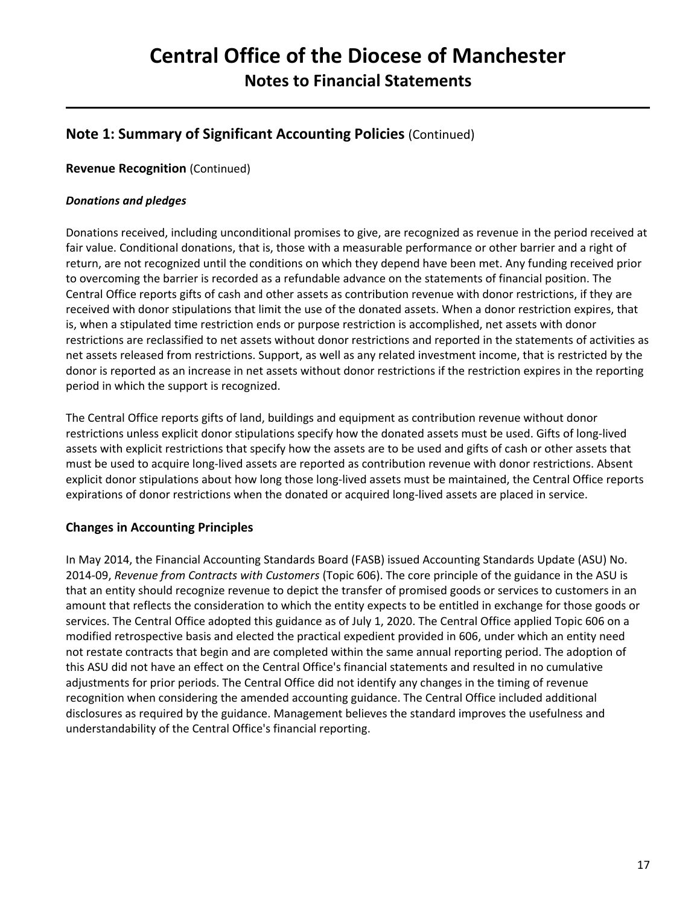# Central Office of the Diocese of Manchester

## Notes to Financial Statements

### Note 1: Summary of Significant Accounting Policies (Continued)

**Revenue Recognition** (Continued)

***Donations and pledges***

Donations received, including unconditional promises to give, are recognized as revenue in the period received at fair value. Conditional donations, that is, those with a measurable performance or other barrier and a right of return, are not recognized until the conditions on which they depend have been met. Any funding received prior to overcoming the barrier is recorded as a refundable advance on the statements of financial position. The Central Office reports gifts of cash and other assets as contribution revenue with donor restrictions, if they are received with donor stipulations that limit the use of the donated assets. When a donor restriction expires, that is, when a stipulated time restriction ends or purpose restriction is accomplished, net assets with donor restrictions are reclassified to net assets without donor restrictions and reported in the statements of activities as net assets released from restrictions. Support, as well as any related investment income, that is restricted by the donor is reported as an increase in net assets without donor restrictions if the restriction expires in the reporting period in which the support is recognized.

The Central Office reports gifts of land, buildings and equipment as contribution revenue without donor restrictions unless explicit donor stipulations specify how the donated assets must be used. Gifts of long-lived assets with explicit restrictions that specify how the assets are to be used and gifts of cash or other assets that must be used to acquire long-lived assets are reported as contribution revenue with donor restrictions. Absent explicit donor stipulations about how long those long-lived assets must be maintained, the Central Office reports expirations of donor restrictions when the donated or acquired long-lived assets are placed in service.

### Changes in Accounting Principles

In May 2014, the Financial Accounting Standards Board (FASB) issued Accounting Standards Update (ASU) No. 2014-09, *Revenue from Contracts with Customers* (Topic 606). The core principle of the guidance in the ASU is that an entity should recognize revenue to depict the transfer of promised goods or services to customers in an amount that reflects the consideration to which the entity expects to be entitled in exchange for those goods or services. The Central Office adopted this guidance as of July 1, 2020. The Central Office applied Topic 606 on a modified retrospective basis and elected the practical expedient provided in 606, under which an entity need not restate contracts that begin and are completed within the same annual reporting period. The adoption of this ASU did not have an effect on the Central Office's financial statements and resulted in no cumulative adjustments for prior periods. The Central Office did not identify any changes in the timing of revenue recognition when considering the amended accounting guidance. The Central Office included additional disclosures as required by the guidance. Management believes the standard improves the usefulness and understandability of the Central Office's financial reporting.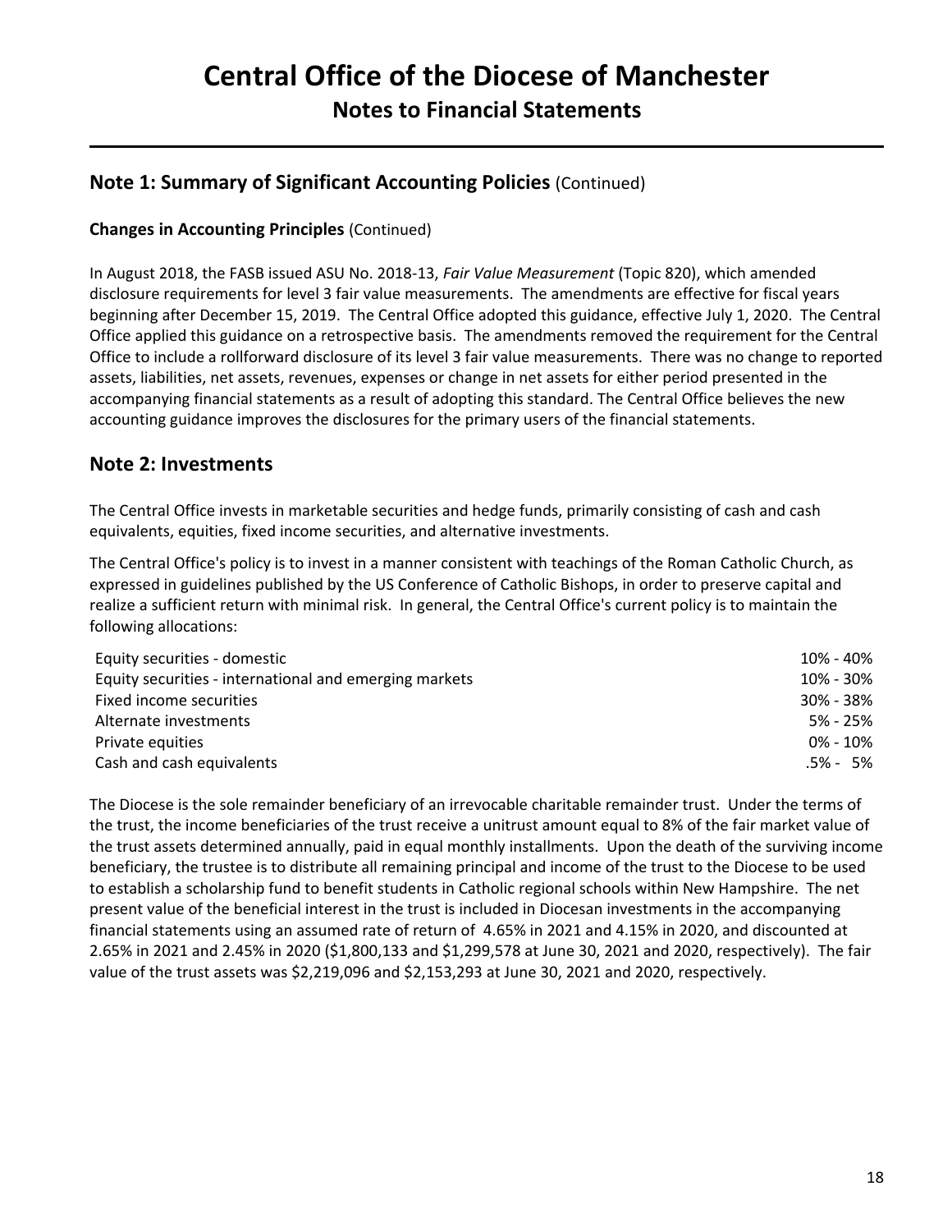# Central Office of the Diocese of Manchester

## Notes to Financial Statements

## Note 1: Summary of Significant Accounting Policies (Continued)

**Changes in Accounting Principles** (Continued)

In August 2018, the FASB issued ASU No. 2018-13, *Fair Value Measurement* (Topic 820), which amended disclosure requirements for level 3 fair value measurements. The amendments are effective for fiscal years beginning after December 15, 2019. The Central Office adopted this guidance, effective July 1, 2020. The Central Office applied this guidance on a retrospective basis. The amendments removed the requirement for the Central Office to include a rollforward disclosure of its level 3 fair value measurements. There was no change to reported assets, liabilities, net assets, revenues, expenses or change in net assets for either period presented in the accompanying financial statements as a result of adopting this standard. The Central Office believes the new accounting guidance improves the disclosures for the primary users of the financial statements.

## Note 2: Investments

The Central Office invests in marketable securities and hedge funds, primarily consisting of cash and cash equivalents, equities, fixed income securities, and alternative investments.

The Central Office's policy is to invest in a manner consistent with teachings of the Roman Catholic Church, as expressed in guidelines published by the US Conference of Catholic Bishops, in order to preserve capital and realize a sufficient return with minimal risk. In general, the Central Office's current policy is to maintain the following allocations:

| | |
|---|---|
| Equity securities - domestic | 10% - 40% |
| Equity securities - international and emerging markets | 10% - 30% |
| Fixed income securities | 30% - 38% |
| Alternate investments | 5% - 25% |
| Private equities | 0% - 10% |
| Cash and cash equivalents | .5% - 5% |

The Diocese is the sole remainder beneficiary of an irrevocable charitable remainder trust. Under the terms of the trust, the income beneficiaries of the trust receive a unitrust amount equal to 8% of the fair market value of the trust assets determined annually, paid in equal monthly installments. Upon the death of the surviving income beneficiary, the trustee is to distribute all remaining principal and income of the trust to the Diocese to be used to establish a scholarship fund to benefit students in Catholic regional schools within New Hampshire. The net present value of the beneficial interest in the trust is included in Diocesan investments in the accompanying financial statements using an assumed rate of return of 4.65% in 2021 and 4.15% in 2020, and discounted at 2.65% in 2021 and 2.45% in 2020 ($1,800,133 and $1,299,578 at June 30, 2021 and 2020, respectively). The fair value of the trust assets was $2,219,096 and $2,153,293 at June 30, 2021 and 2020, respectively.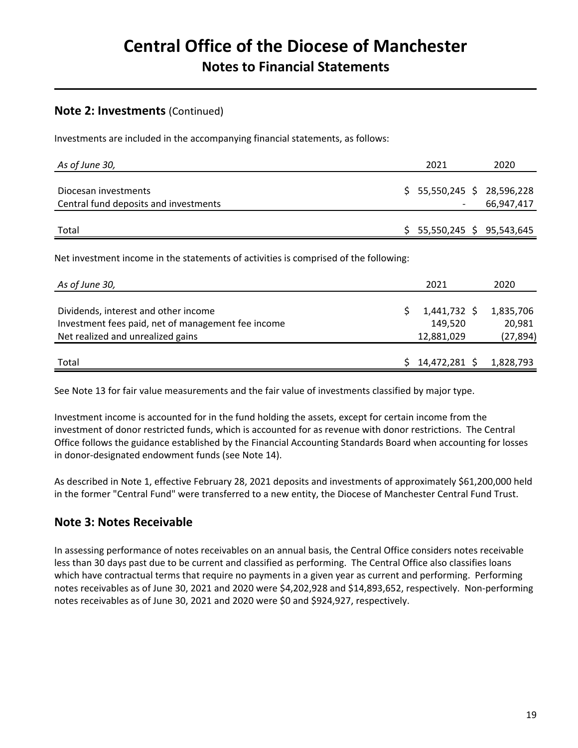# Central Office of the Diocese of Manchester

## Notes to Financial Statements

### Note 2: Investments (Continued)

Investments are included in the accompanying financial statements, as follows:

| *As of June 30,* | 2021 | 2020 |
|---|---|---|
| Diocesan investments | $ 55,550,245 | $ 28,596,228 |
| Central fund deposits and investments | - | 66,947,417 |
| Total | $ 55,550,245 | $ 95,543,645 |

Net investment income in the statements of activities is comprised of the following:

| *As of June 30,* | 2021 | 2020 |
|---|---|---|
| Dividends, interest and other income | $ 1,441,732 | $ 1,835,706 |
| Investment fees paid, net of management fee income | 149,520 | 20,981 |
| Net realized and unrealized gains | 12,881,029 | (27,894) |
| Total | $ 14,472,281 | $ 1,828,793 |

See Note 13 for fair value measurements and the fair value of investments classified by major type.

Investment income is accounted for in the fund holding the assets, except for certain income from the investment of donor restricted funds, which is accounted for as revenue with donor restrictions. The Central Office follows the guidance established by the Financial Accounting Standards Board when accounting for losses in donor-designated endowment funds (see Note 14).

As described in Note 1, effective February 28, 2021 deposits and investments of approximately $61,200,000 held in the former "Central Fund" were transferred to a new entity, the Diocese of Manchester Central Fund Trust.

### Note 3: Notes Receivable

In assessing performance of notes receivables on an annual basis, the Central Office considers notes receivable less than 30 days past due to be current and classified as performing. The Central Office also classifies loans which have contractual terms that require no payments in a given year as current and performing. Performing notes receivables as of June 30, 2021 and 2020 were $4,202,928 and $14,893,652, respectively. Non-performing notes receivables as of June 30, 2021 and 2020 were $0 and $924,927, respectively.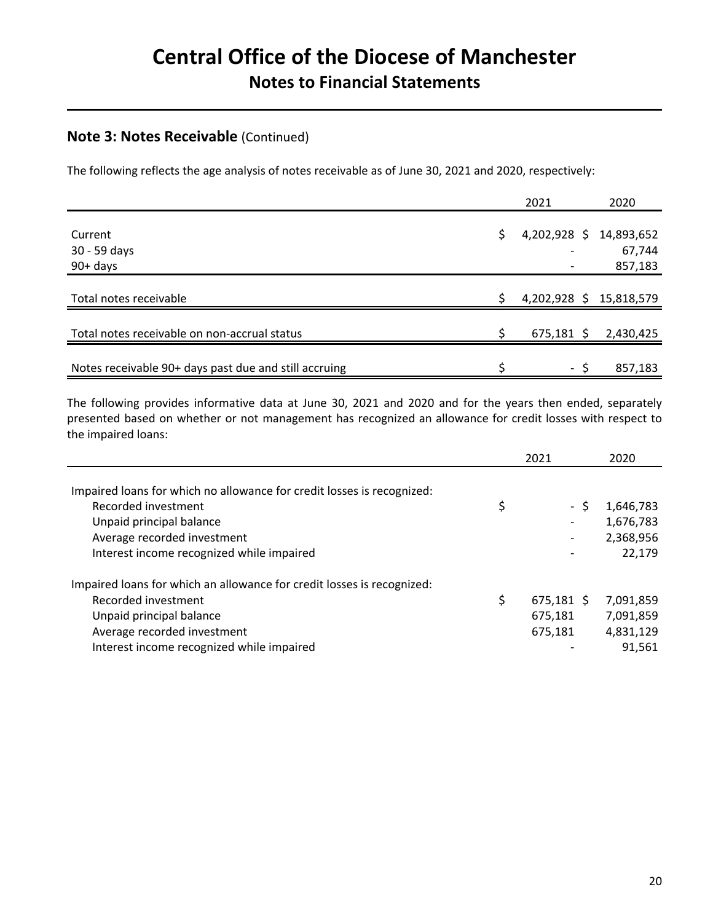## Note 3: Notes Receivable (Continued)

The following reflects the age analysis of notes receivable as of June 30, 2021 and 2020, respectively:

| | 2021 | 2020 |
|---|---|---|
| Current | $ 4,202,928 | $ 14,893,652 |
| 30 - 59 days | - | 67,744 |
| 90+ days | - | 857,183 |
| Total notes receivable | $ 4,202,928 | $ 15,818,579 |
| Total notes receivable on non-accrual status | $ 675,181 | $ 2,430,425 |
| Notes receivable 90+ days past due and still accruing | $ - | $ 857,183 |

The following provides informative data at June 30, 2021 and 2020 and for the years then ended, separately presented based on whether or not management has recognized an allowance for credit losses with respect to the impaired loans:

| | 2021 | 2020 |
|---|---|---|
| Impaired loans for which no allowance for credit losses is recognized: | | |
| Recorded investment | $ - | $ 1,646,783 |
| Unpaid principal balance | - | 1,676,783 |
| Average recorded investment | - | 2,368,956 |
| Interest income recognized while impaired | - | 22,179 |
| Impaired loans for which an allowance for credit losses is recognized: | | |
| Recorded investment | $ 675,181 | $ 7,091,859 |
| Unpaid principal balance | 675,181 | 7,091,859 |
| Average recorded investment | 675,181 | 4,831,129 |
| Interest income recognized while impaired | - | 91,561 |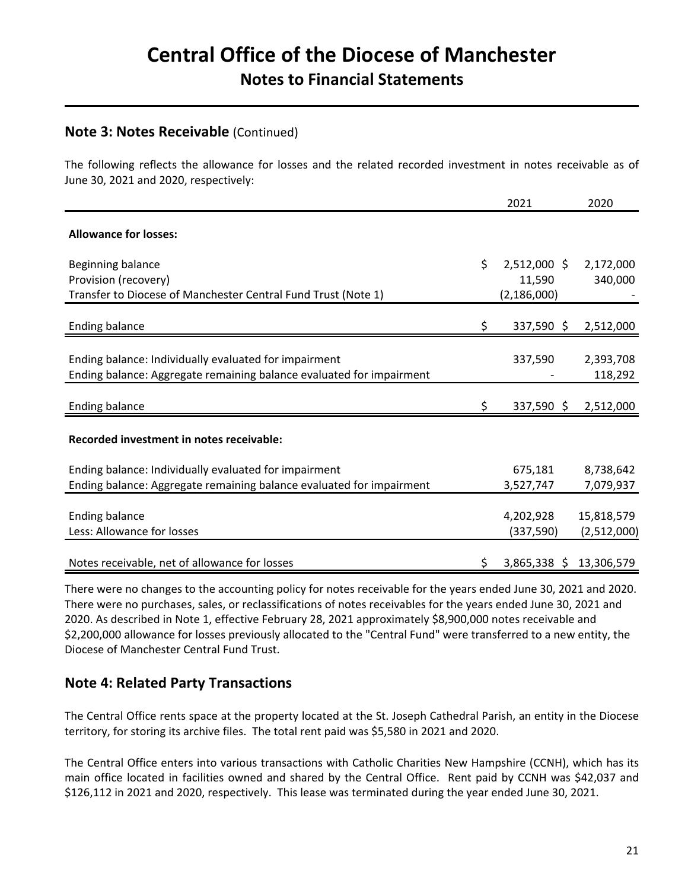# Central Office of the Diocese of Manchester

## Notes to Financial Statements

### Note 3: Notes Receivable (Continued)

The following reflects the allowance for losses and the related recorded investment in notes receivable as of June 30, 2021 and 2020, respectively:

| | 2021 | 2020 |
|---|---|---|
| **Allowance for losses:** | | |
| Beginning balance | $ 2,512,000 | $ 2,172,000 |
| Provision (recovery) | 11,590 | 340,000 |
| Transfer to Diocese of Manchester Central Fund Trust (Note 1) | (2,186,000) | - |
| Ending balance | $ 337,590 | $ 2,512,000 |
| Ending balance: Individually evaluated for impairment | 337,590 | 2,393,708 |
| Ending balance: Aggregate remaining balance evaluated for impairment | - | 118,292 |
| Ending balance | $ 337,590 | $ 2,512,000 |
| **Recorded investment in notes receivable:** | | |
| Ending balance: Individually evaluated for impairment | 675,181 | 8,738,642 |
| Ending balance: Aggregate remaining balance evaluated for impairment | 3,527,747 | 7,079,937 |
| Ending balance | 4,202,928 | 15,818,579 |
| Less: Allowance for losses | (337,590) | (2,512,000) |
| Notes receivable, net of allowance for losses | $ 3,865,338 | $ 13,306,579 |

There were no changes to the accounting policy for notes receivable for the years ended June 30, 2021 and 2020. There were no purchases, sales, or reclassifications of notes receivables for the years ended June 30, 2021 and 2020. As described in Note 1, effective February 28, 2021 approximately $8,900,000 notes receivable and $2,200,000 allowance for losses previously allocated to the "Central Fund" were transferred to a new entity, the Diocese of Manchester Central Fund Trust.

## Note 4: Related Party Transactions

The Central Office rents space at the property located at the St. Joseph Cathedral Parish, an entity in the Diocese territory, for storing its archive files. The total rent paid was $5,580 in 2021 and 2020.

The Central Office enters into various transactions with Catholic Charities New Hampshire (CCNH), which has its main office located in facilities owned and shared by the Central Office. Rent paid by CCNH was $42,037 and $126,112 in 2021 and 2020, respectively. This lease was terminated during the year ended June 30, 2021.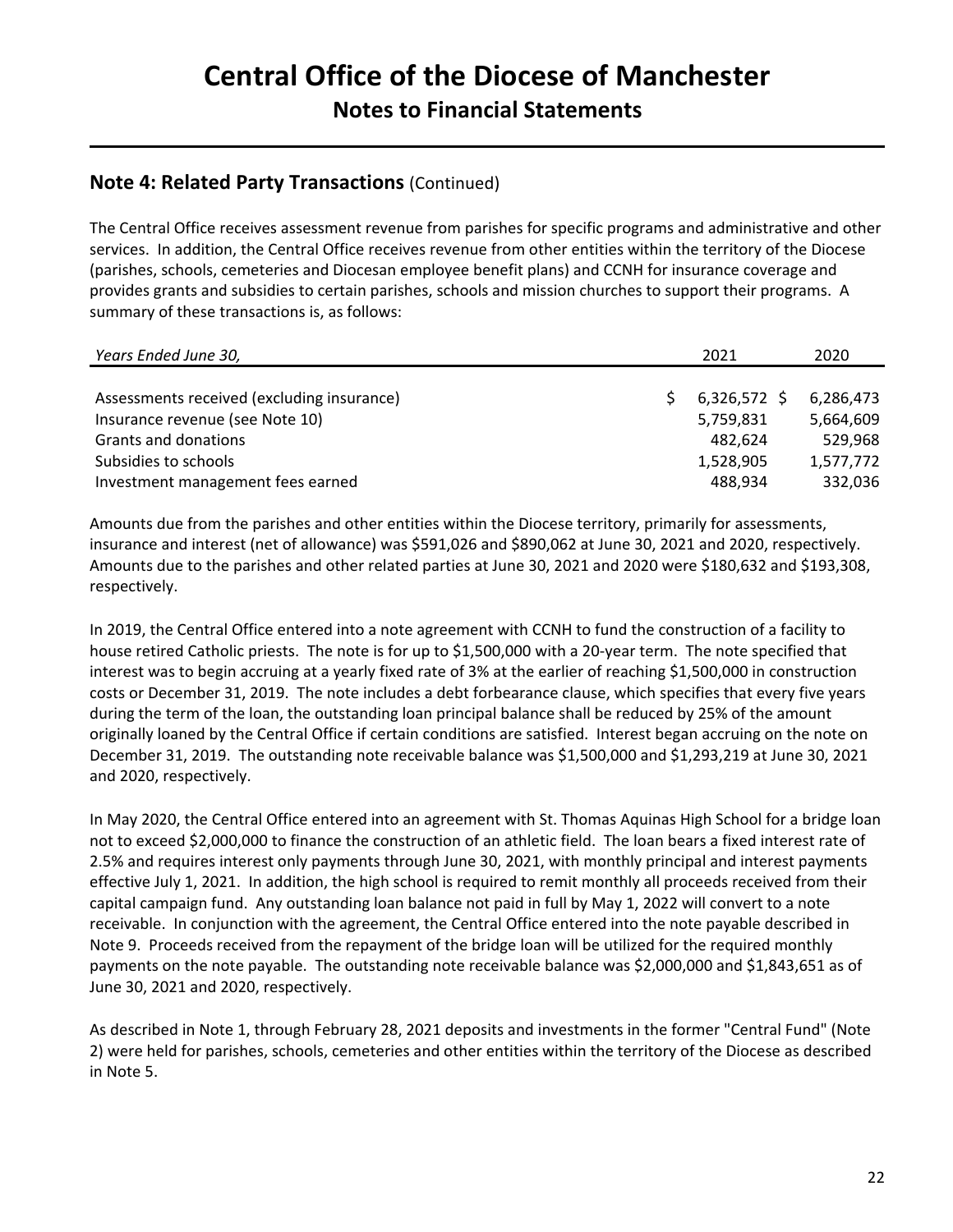# Central Office of the Diocese of Manchester

## Notes to Financial Statements

### Note 4: Related Party Transactions (Continued)

The Central Office receives assessment revenue from parishes for specific programs and administrative and other services. In addition, the Central Office receives revenue from other entities within the territory of the Diocese (parishes, schools, cemeteries and Diocesan employee benefit plans) and CCNH for insurance coverage and provides grants and subsidies to certain parishes, schools and mission churches to support their programs. A summary of these transactions is, as follows:

| *Years Ended June 30,* | 2021 | 2020 |
|---|---|---|
| Assessments received (excluding insurance) | $ 6,326,572 | $ 6,286,473 |
| Insurance revenue (see Note 10) | 5,759,831 | 5,664,609 |
| Grants and donations | 482,624 | 529,968 |
| Subsidies to schools | 1,528,905 | 1,577,772 |
| Investment management fees earned | 488,934 | 332,036 |

Amounts due from the parishes and other entities within the Diocese territory, primarily for assessments, insurance and interest (net of allowance) was $591,026 and $890,062 at June 30, 2021 and 2020, respectively. Amounts due to the parishes and other related parties at June 30, 2021 and 2020 were $180,632 and $193,308, respectively.

In 2019, the Central Office entered into a note agreement with CCNH to fund the construction of a facility to house retired Catholic priests. The note is for up to $1,500,000 with a 20-year term. The note specified that interest was to begin accruing at a yearly fixed rate of 3% at the earlier of reaching $1,500,000 in construction costs or December 31, 2019. The note includes a debt forbearance clause, which specifies that every five years during the term of the loan, the outstanding loan principal balance shall be reduced by 25% of the amount originally loaned by the Central Office if certain conditions are satisfied. Interest began accruing on the note on December 31, 2019. The outstanding note receivable balance was $1,500,000 and $1,293,219 at June 30, 2021 and 2020, respectively.

In May 2020, the Central Office entered into an agreement with St. Thomas Aquinas High School for a bridge loan not to exceed $2,000,000 to finance the construction of an athletic field. The loan bears a fixed interest rate of 2.5% and requires interest only payments through June 30, 2021, with monthly principal and interest payments effective July 1, 2021. In addition, the high school is required to remit monthly all proceeds received from their capital campaign fund. Any outstanding loan balance not paid in full by May 1, 2022 will convert to a note receivable. In conjunction with the agreement, the Central Office entered into the note payable described in Note 9. Proceeds received from the repayment of the bridge loan will be utilized for the required monthly payments on the note payable. The outstanding note receivable balance was $2,000,000 and $1,843,651 as of June 30, 2021 and 2020, respectively.

As described in Note 1, through February 28, 2021 deposits and investments in the former "Central Fund" (Note 2) were held for parishes, schools, cemeteries and other entities within the territory of the Diocese as described in Note 5.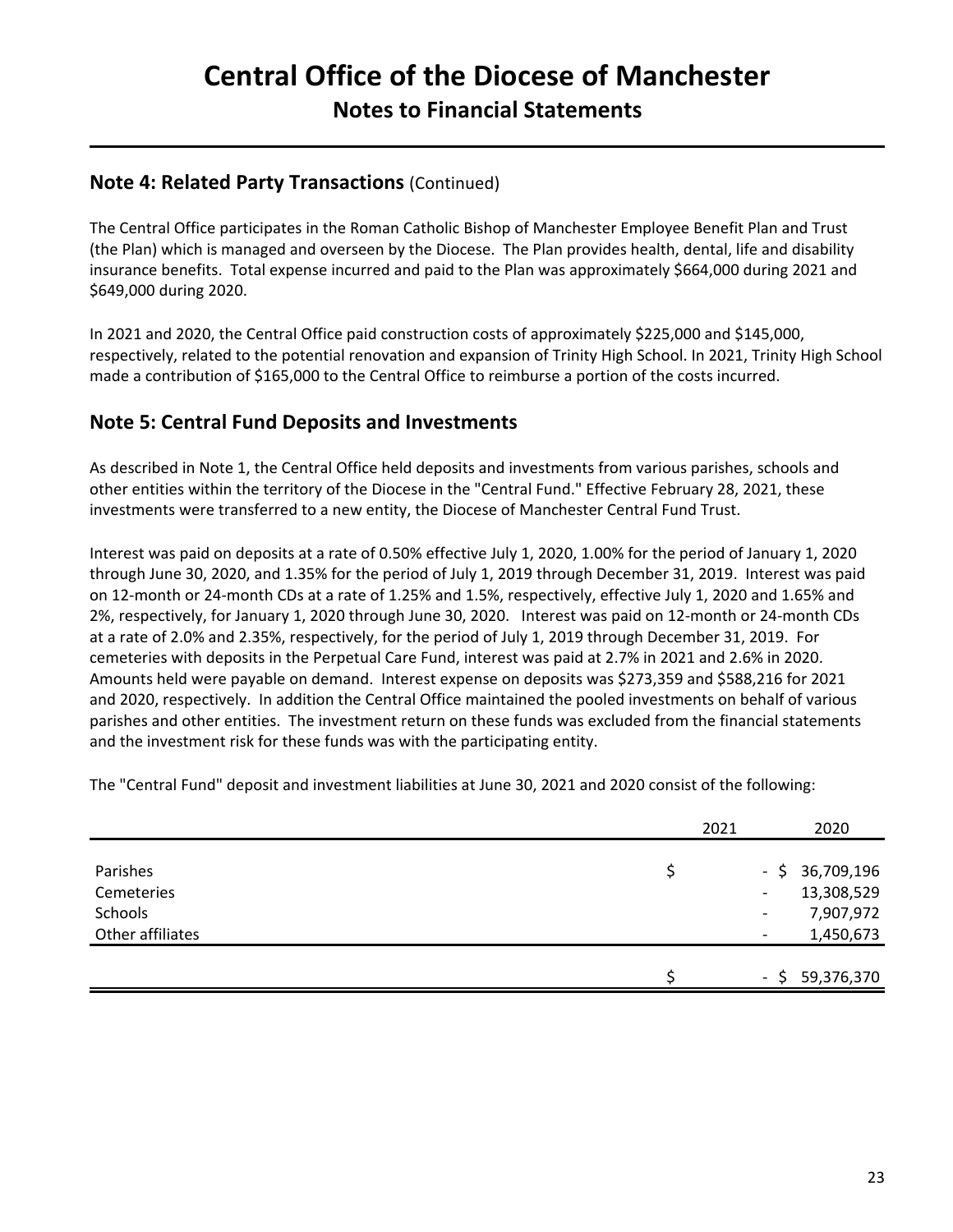# Central Office of the Diocese of Manchester

## Notes to Financial Statements

## Note 4: Related Party Transactions (Continued)

The Central Office participates in the Roman Catholic Bishop of Manchester Employee Benefit Plan and Trust (the Plan) which is managed and overseen by the Diocese. The Plan provides health, dental, life and disability insurance benefits. Total expense incurred and paid to the Plan was approximately $664,000 during 2021 and $649,000 during 2020.

In 2021 and 2020, the Central Office paid construction costs of approximately $225,000 and $145,000, respectively, related to the potential renovation and expansion of Trinity High School. In 2021, Trinity High School made a contribution of $165,000 to the Central Office to reimburse a portion of the costs incurred.

## Note 5: Central Fund Deposits and Investments

As described in Note 1, the Central Office held deposits and investments from various parishes, schools and other entities within the territory of the Diocese in the "Central Fund." Effective February 28, 2021, these investments were transferred to a new entity, the Diocese of Manchester Central Fund Trust.

Interest was paid on deposits at a rate of 0.50% effective July 1, 2020, 1.00% for the period of January 1, 2020 through June 30, 2020, and 1.35% for the period of July 1, 2019 through December 31, 2019. Interest was paid on 12-month or 24-month CDs at a rate of 1.25% and 1.5%, respectively, effective July 1, 2020 and 1.65% and 2%, respectively, for January 1, 2020 through June 30, 2020. Interest was paid on 12-month or 24-month CDs at a rate of 2.0% and 2.35%, respectively, for the period of July 1, 2019 through December 31, 2019. For cemeteries with deposits in the Perpetual Care Fund, interest was paid at 2.7% in 2021 and 2.6% in 2020. Amounts held were payable on demand. Interest expense on deposits was $273,359 and $588,216 for 2021 and 2020, respectively. In addition the Central Office maintained the pooled investments on behalf of various parishes and other entities. The investment return on these funds was excluded from the financial statements and the investment risk for these funds was with the participating entity.

The "Central Fund" deposit and investment liabilities at June 30, 2021 and 2020 consist of the following:

| | 2021 | 2020 |
|---|---|---|
| Parishes | $ - | $ 36,709,196 |
| Cemeteries | - | 13,308,529 |
| Schools | - | 7,907,972 |
| Other affiliates | - | 1,450,673 |
| | $ - | $ 59,376,370 |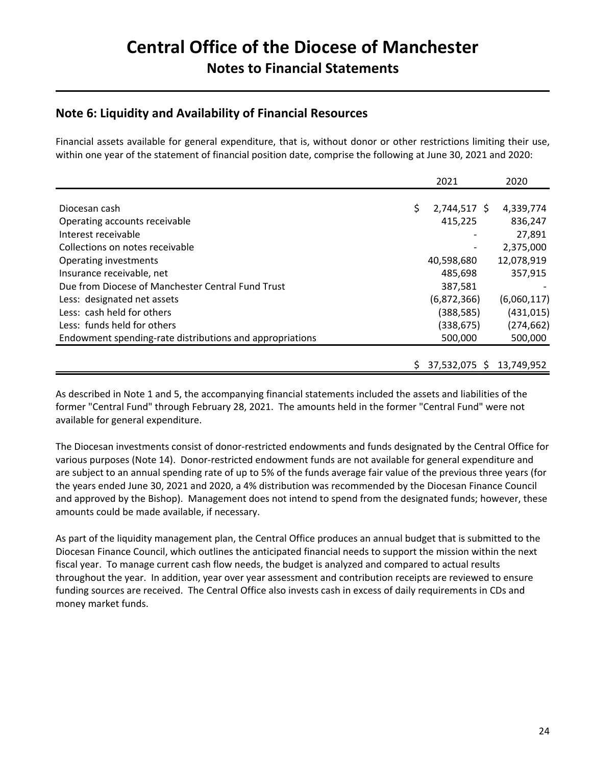# Central Office of the Diocese of Manchester

## Notes to Financial Statements

### Note 6: Liquidity and Availability of Financial Resources

Financial assets available for general expenditure, that is, without donor or other restrictions limiting their use, within one year of the statement of financial position date, comprise the following at June 30, 2021 and 2020:

| | 2021 | 2020 |
|---|---|---|
| Diocesan cash | $ 2,744,517 | $ 4,339,774 |
| Operating accounts receivable | 415,225 | 836,247 |
| Interest receivable | - | 27,891 |
| Collections on notes receivable | - | 2,375,000 |
| Operating investments | 40,598,680 | 12,078,919 |
| Insurance receivable, net | 485,698 | 357,915 |
| Due from Diocese of Manchester Central Fund Trust | 387,581 | - |
| Less: designated net assets | (6,872,366) | (6,060,117) |
| Less: cash held for others | (388,585) | (431,015) |
| Less: funds held for others | (338,675) | (274,662) |
| Endowment spending-rate distributions and appropriations | 500,000 | 500,000 |
| | $ 37,532,075 | $ 13,749,952 |

As described in Note 1 and 5, the accompanying financial statements included the assets and liabilities of the former "Central Fund" through February 28, 2021. The amounts held in the former "Central Fund" were not available for general expenditure.

The Diocesan investments consist of donor-restricted endowments and funds designated by the Central Office for various purposes (Note 14). Donor-restricted endowment funds are not available for general expenditure and are subject to an annual spending rate of up to 5% of the funds average fair value of the previous three years (for the years ended June 30, 2021 and 2020, a 4% distribution was recommended by the Diocesan Finance Council and approved by the Bishop). Management does not intend to spend from the designated funds; however, these amounts could be made available, if necessary.

As part of the liquidity management plan, the Central Office produces an annual budget that is submitted to the Diocesan Finance Council, which outlines the anticipated financial needs to support the mission within the next fiscal year. To manage current cash flow needs, the budget is analyzed and compared to actual results throughout the year. In addition, year over year assessment and contribution receipts are reviewed to ensure funding sources are received. The Central Office also invests cash in excess of daily requirements in CDs and money market funds.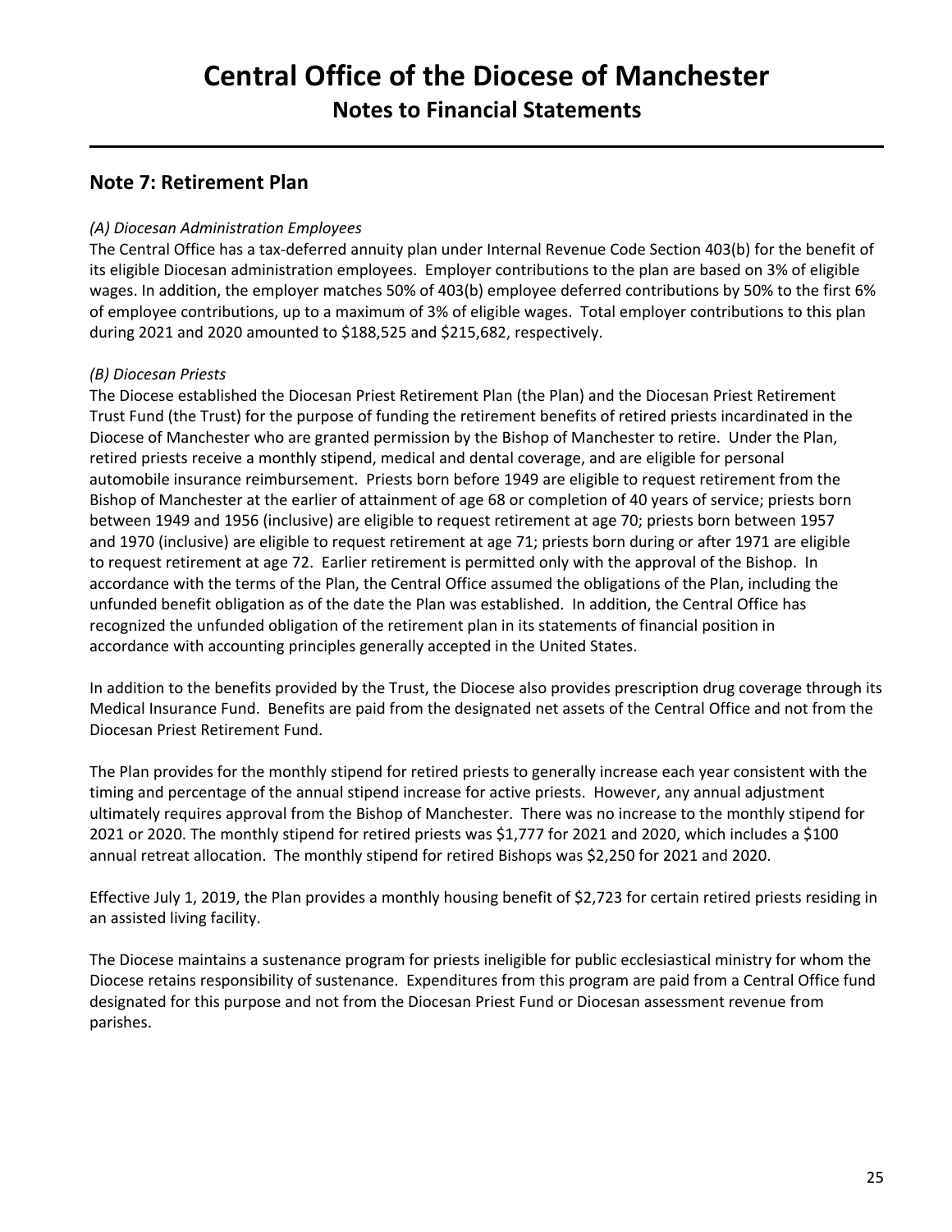# Central Office of the Diocese of Manchester
## Notes to Financial Statements

## Note 7: Retirement Plan

*(A) Diocesan Administration Employees*
The Central Office has a tax-deferred annuity plan under Internal Revenue Code Section 403(b) for the benefit of its eligible Diocesan administration employees. Employer contributions to the plan are based on 3% of eligible wages. In addition, the employer matches 50% of 403(b) employee deferred contributions by 50% to the first 6% of employee contributions, up to a maximum of 3% of eligible wages. Total employer contributions to this plan during 2021 and 2020 amounted to $188,525 and $215,682, respectively.

*(B) Diocesan Priests*
The Diocese established the Diocesan Priest Retirement Plan (the Plan) and the Diocesan Priest Retirement Trust Fund (the Trust) for the purpose of funding the retirement benefits of retired priests incardinated in the Diocese of Manchester who are granted permission by the Bishop of Manchester to retire. Under the Plan, retired priests receive a monthly stipend, medical and dental coverage, and are eligible for personal automobile insurance reimbursement. Priests born before 1949 are eligible to request retirement from the Bishop of Manchester at the earlier of attainment of age 68 or completion of 40 years of service; priests born between 1949 and 1956 (inclusive) are eligible to request retirement at age 70; priests born between 1957 and 1970 (inclusive) are eligible to request retirement at age 71; priests born during or after 1971 are eligible to request retirement at age 72. Earlier retirement is permitted only with the approval of the Bishop. In accordance with the terms of the Plan, the Central Office assumed the obligations of the Plan, including the unfunded benefit obligation as of the date the Plan was established. In addition, the Central Office has recognized the unfunded obligation of the retirement plan in its statements of financial position in accordance with accounting principles generally accepted in the United States.

In addition to the benefits provided by the Trust, the Diocese also provides prescription drug coverage through its Medical Insurance Fund. Benefits are paid from the designated net assets of the Central Office and not from the Diocesan Priest Retirement Fund.

The Plan provides for the monthly stipend for retired priests to generally increase each year consistent with the timing and percentage of the annual stipend increase for active priests. However, any annual adjustment ultimately requires approval from the Bishop of Manchester. There was no increase to the monthly stipend for 2021 or 2020. The monthly stipend for retired priests was $1,777 for 2021 and 2020, which includes a $100 annual retreat allocation. The monthly stipend for retired Bishops was $2,250 for 2021 and 2020.

Effective July 1, 2019, the Plan provides a monthly housing benefit of $2,723 for certain retired priests residing in an assisted living facility.

The Diocese maintains a sustenance program for priests ineligible for public ecclesiastical ministry for whom the Diocese retains responsibility of sustenance. Expenditures from this program are paid from a Central Office fund designated for this purpose and not from the Diocesan Priest Fund or Diocesan assessment revenue from parishes.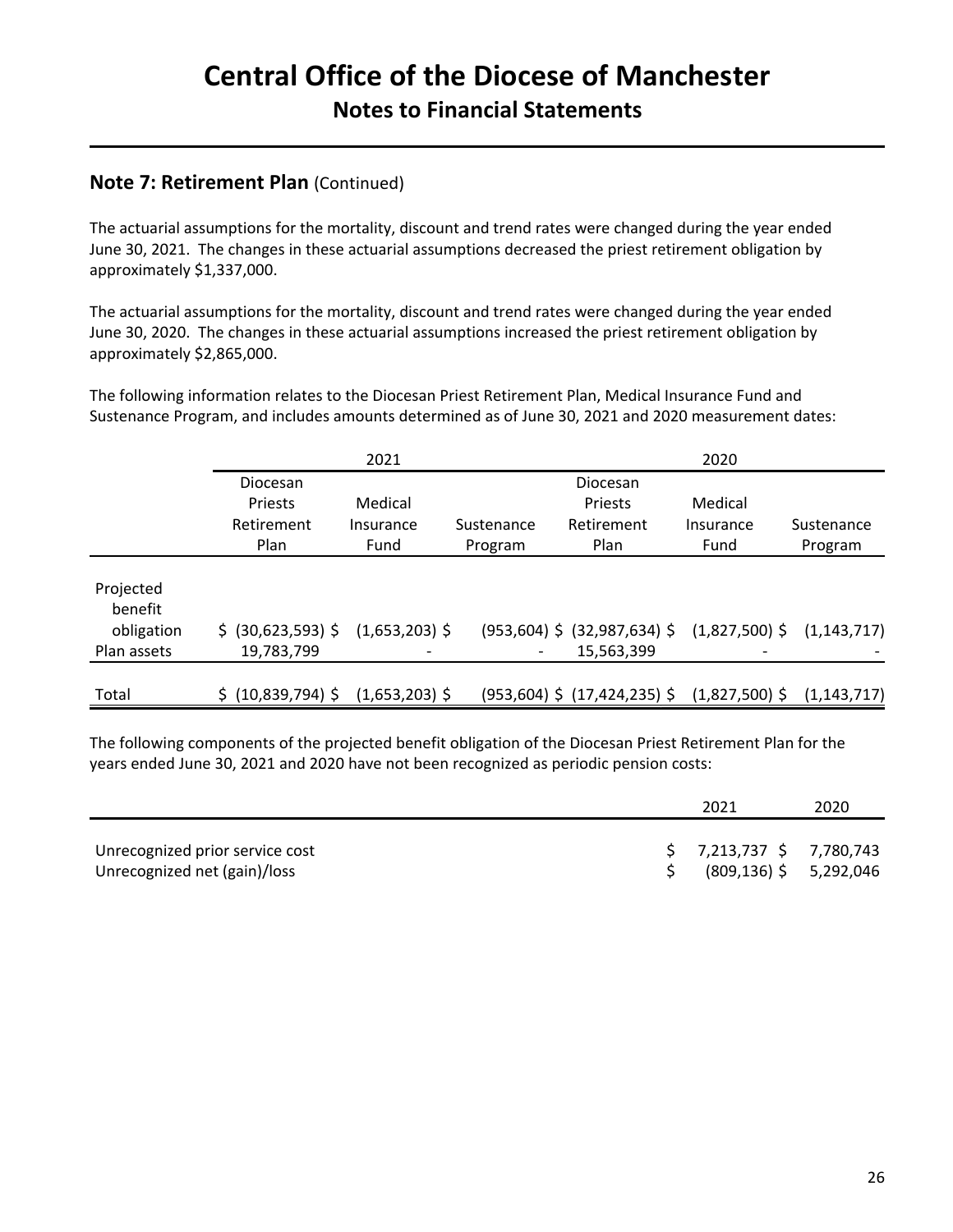# Central Office of the Diocese of Manchester

## Notes to Financial Statements

### Note 7: Retirement Plan (Continued)

The actuarial assumptions for the mortality, discount and trend rates were changed during the year ended June 30, 2021. The changes in these actuarial assumptions decreased the priest retirement obligation by approximately $1,337,000.

The actuarial assumptions for the mortality, discount and trend rates were changed during the year ended June 30, 2020. The changes in these actuarial assumptions increased the priest retirement obligation by approximately $2,865,000.

The following information relates to the Diocesan Priest Retirement Plan, Medical Insurance Fund and Sustenance Program, and includes amounts determined as of June 30, 2021 and 2020 measurement dates:

| | 2021 | | | 2020 | | |
|---|---|---|---|---|---|---|
| | Diocesan Priests Retirement Plan | Medical Insurance Fund | Sustenance Program | Diocesan Priests Retirement Plan | Medical Insurance Fund | Sustenance Program |
| Projected benefit obligation | $ (30,623,593) $ | (1,653,203) $ | (953,604) $ | (32,987,634) $ | (1,827,500) $ | (1,143,717) |
| Plan assets | 19,783,799 | - | - | 15,563,399 | - | - |
| Total | $ (10,839,794) $ | (1,653,203) $ | (953,604) $ | (17,424,235) $ | (1,827,500) $ | (1,143,717) |

The following components of the projected benefit obligation of the Diocesan Priest Retirement Plan for the years ended June 30, 2021 and 2020 have not been recognized as periodic pension costs:

| | 2021 | 2020 |
|---|---|---|
| Unrecognized prior service cost | $ 7,213,737 $ | 7,780,743 |
| Unrecognized net (gain)/loss | $ (809,136) $ | 5,292,046 |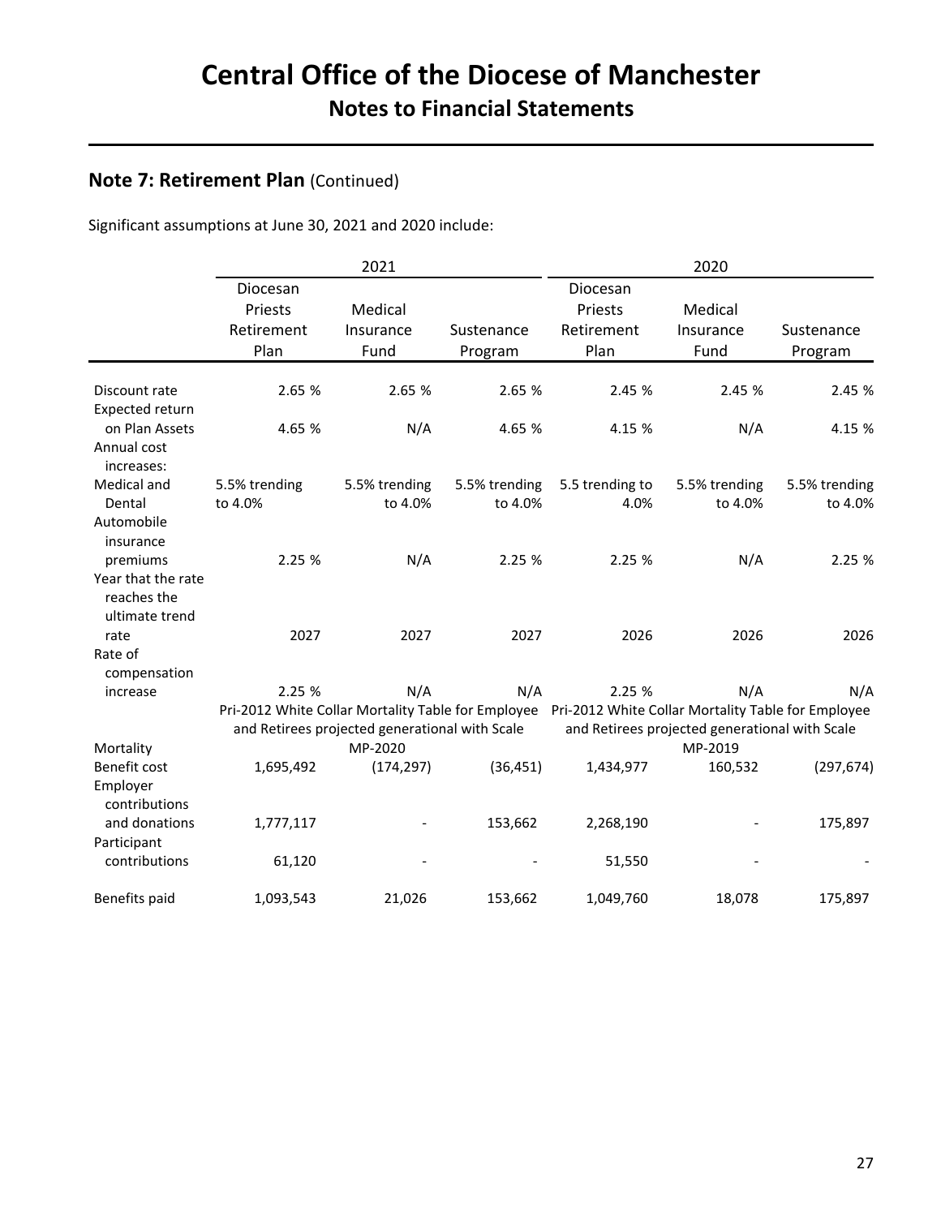## Note 7: Retirement Plan (Continued)

Significant assumptions at June 30, 2021 and 2020 include:

| | 2021 | | | 2020 | | |
|---|---|---|---|---|---|---|
| | Diocesan Priests Retirement Plan | Medical Insurance Fund | Sustenance Program | Diocesan Priests Retirement Plan | Medical Insurance Fund | Sustenance Program |
| Discount rate | 2.65 % | 2.65 % | 2.65 % | 2.45 % | 2.45 % | 2.45 % |
| Expected return on Plan Assets | 4.65 % | N/A | 4.65 % | 4.15 % | N/A | 4.15 % |
| Annual cost increases: | | | | | | |
| Medical and Dental | 5.5% trending to 4.0% | 5.5% trending to 4.0% | 5.5% trending to 4.0% | 5.5 trending to 4.0% | 5.5% trending to 4.0% | 5.5% trending to 4.0% |
| Automobile insurance premiums | 2.25 % | N/A | 2.25 % | 2.25 % | N/A | 2.25 % |
| Year that the rate reaches the ultimate trend rate | 2027 | 2027 | 2027 | 2026 | 2026 | 2026 |
| Rate of compensation increase | 2.25 % | N/A | N/A | 2.25 % | N/A | N/A |
| Mortality | Pri-2012 White Collar Mortality Table for Employee and Retirees projected generational with Scale MP-2020 | | | Pri-2012 White Collar Mortality Table for Employee and Retirees projected generational with Scale MP-2019 | | |
| Benefit cost | 1,695,492 | (174,297) | (36,451) | 1,434,977 | 160,532 | (297,674) |
| Employer contributions and donations | 1,777,117 | - | 153,662 | 2,268,190 | - | 175,897 |
| Participant contributions | 61,120 | - | - | 51,550 | - | - |
| Benefits paid | 1,093,543 | 21,026 | 153,662 | 1,049,760 | 18,078 | 175,897 |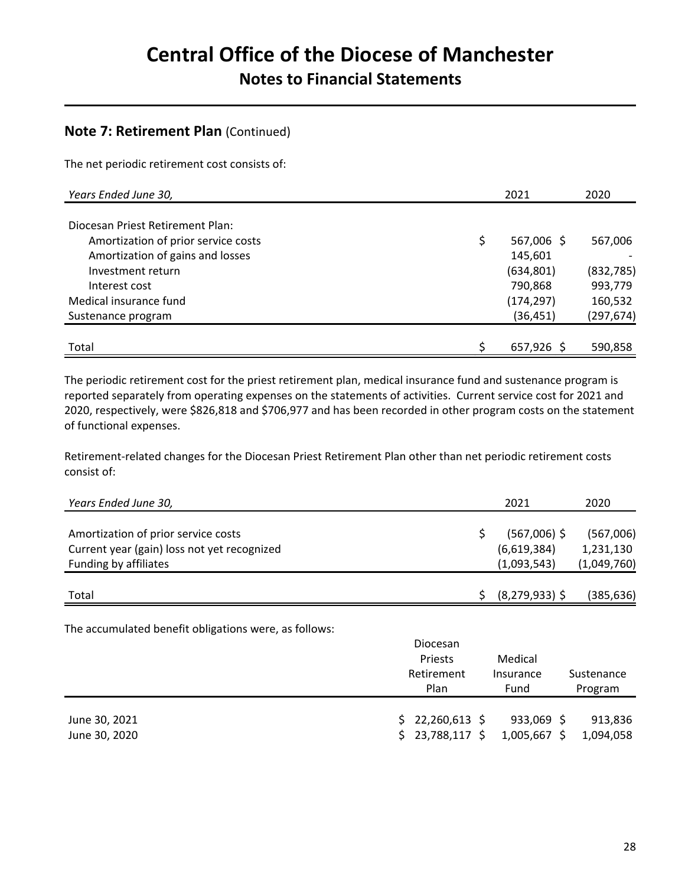# Central Office of the Diocese of Manchester

## Notes to Financial Statements

### Note 7: Retirement Plan (Continued)

The net periodic retirement cost consists of:

| *Years Ended June 30,* | 2021 | 2020 |
|---|---|---|
| Diocesan Priest Retirement Plan: | | |
| Amortization of prior service costs | $ 567,006 | $ 567,006 |
| Amortization of gains and losses | 145,601 | - |
| Investment return | (634,801) | (832,785) |
| Interest cost | 790,868 | 993,779 |
| Medical insurance fund | (174,297) | 160,532 |
| Sustenance program | (36,451) | (297,674) |
| Total | $ 657,926 | $ 590,858 |

The periodic retirement cost for the priest retirement plan, medical insurance fund and sustenance program is reported separately from operating expenses on the statements of activities. Current service cost for 2021 and 2020, respectively, were $826,818 and $706,977 and has been recorded in other program costs on the statement of functional expenses.

Retirement-related changes for the Diocesan Priest Retirement Plan other than net periodic retirement costs consist of:

| *Years Ended June 30,* | 2021 | 2020 |
|---|---|---|
| Amortization of prior service costs | $ (567,006) | $ (567,006) |
| Current year (gain) loss not yet recognized | (6,619,384) | 1,231,130 |
| Funding by affiliates | (1,093,543) | (1,049,760) |
| Total | $ (8,279,933) | $ (385,636) |

The accumulated benefit obligations were, as follows:

| | Diocesan Priests Retirement Plan | Medical Insurance Fund | Sustenance Program |
|---|---|---|---|
| June 30, 2021 | $ 22,260,613 | $ 933,069 | $ 913,836 |
| June 30, 2020 | $ 23,788,117 | $ 1,005,667 | $ 1,094,058 |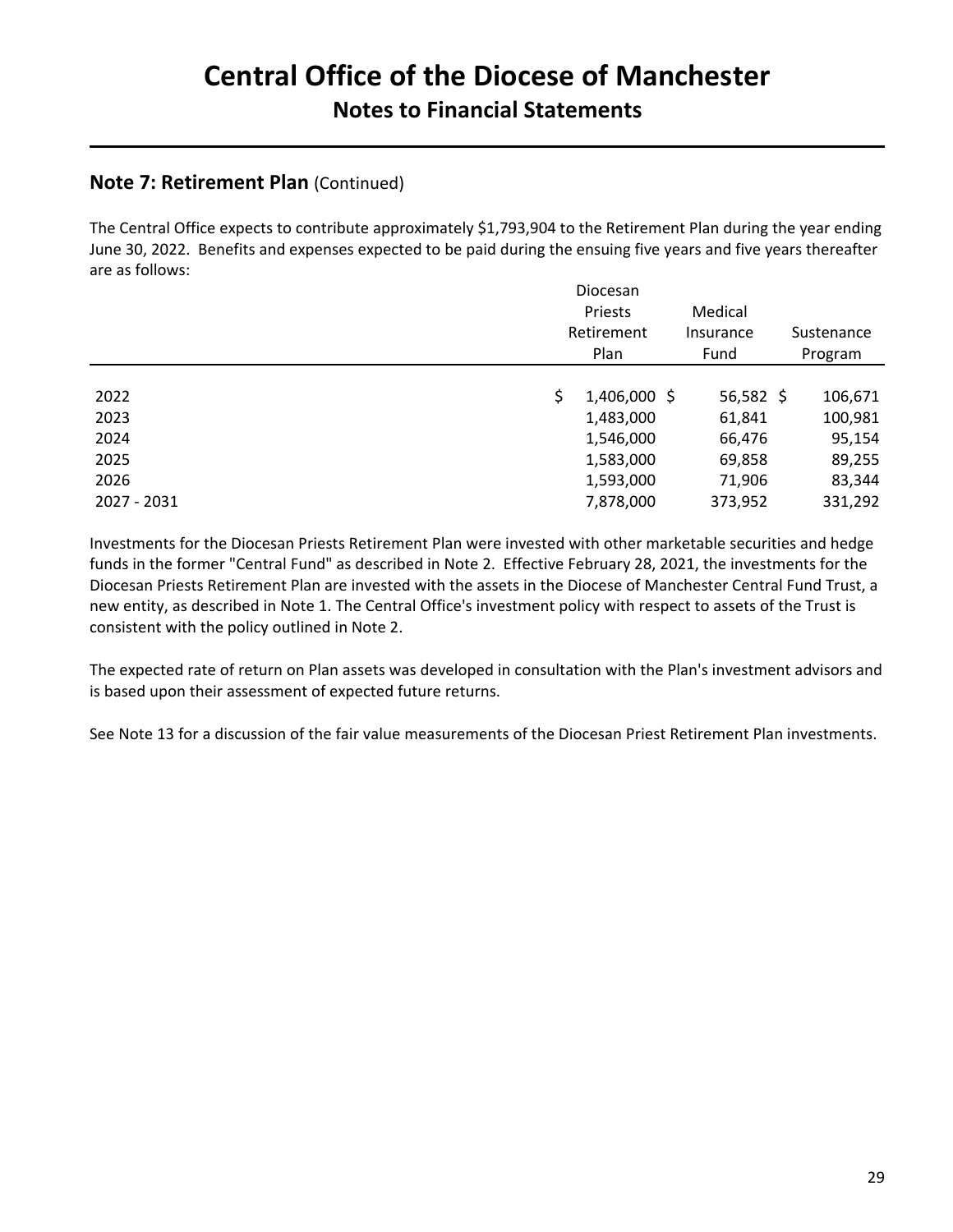## Note 7: Retirement Plan (Continued)

The Central Office expects to contribute approximately $1,793,904 to the Retirement Plan during the year ending June 30, 2022. Benefits and expenses expected to be paid during the ensuing five years and five years thereafter are as follows:

| | Diocesan Priests Retirement Plan | Medical Insurance Fund | Sustenance Program |
|---|---|---|---|
| 2022 | $ 1,406,000 | $ 56,582 | $ 106,671 |
| 2023 | 1,483,000 | 61,841 | 100,981 |
| 2024 | 1,546,000 | 66,476 | 95,154 |
| 2025 | 1,583,000 | 69,858 | 89,255 |
| 2026 | 1,593,000 | 71,906 | 83,344 |
| 2027 - 2031 | 7,878,000 | 373,952 | 331,292 |

Investments for the Diocesan Priests Retirement Plan were invested with other marketable securities and hedge funds in the former "Central Fund" as described in Note 2. Effective February 28, 2021, the investments for the Diocesan Priests Retirement Plan are invested with the assets in the Diocese of Manchester Central Fund Trust, a new entity, as described in Note 1. The Central Office's investment policy with respect to assets of the Trust is consistent with the policy outlined in Note 2.

The expected rate of return on Plan assets was developed in consultation with the Plan's investment advisors and is based upon their assessment of expected future returns.

See Note 13 for a discussion of the fair value measurements of the Diocesan Priest Retirement Plan investments.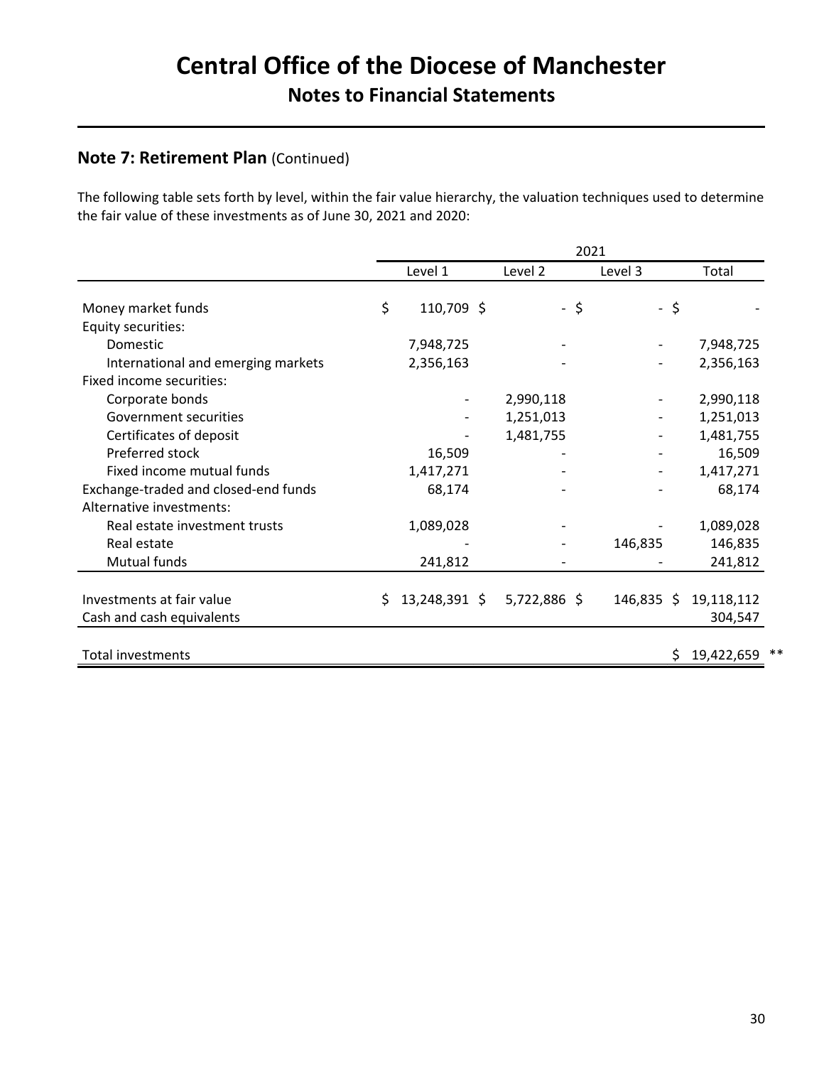# Central Office of the Diocese of Manchester

## Notes to Financial Statements

### Note 7: Retirement Plan (Continued)

The following table sets forth by level, within the fair value hierarchy, the valuation techniques used to determine the fair value of these investments as of June 30, 2021 and 2020:

| | 2021 | | | |
|---|---|---|---|---|
| | Level 1 | Level 2 | Level 3 | Total |
| Money market funds | $ 110,709 | $ - | $ - | $ - |
| Equity securities: | | | | |
| Domestic | 7,948,725 | - | - | 7,948,725 |
| International and emerging markets | 2,356,163 | - | - | 2,356,163 |
| Fixed income securities: | | | | |
| Corporate bonds | - | 2,990,118 | - | 2,990,118 |
| Government securities | - | 1,251,013 | - | 1,251,013 |
| Certificates of deposit | - | 1,481,755 | - | 1,481,755 |
| Preferred stock | 16,509 | - | - | 16,509 |
| Fixed income mutual funds | 1,417,271 | - | - | 1,417,271 |
| Exchange-traded and closed-end funds | 68,174 | - | - | 68,174 |
| Alternative investments: | | | | |
| Real estate investment trusts | 1,089,028 | - | - | 1,089,028 |
| Real estate | - | - | 146,835 | 146,835 |
| Mutual funds | 241,812 | - | - | 241,812 |
| Investments at fair value | $ 13,248,391 | $ 5,722,886 | $ 146,835 | $ 19,118,112 |
| Cash and cash equivalents | | | | 304,547 |
| Total investments | | | | $ 19,422,659 ** |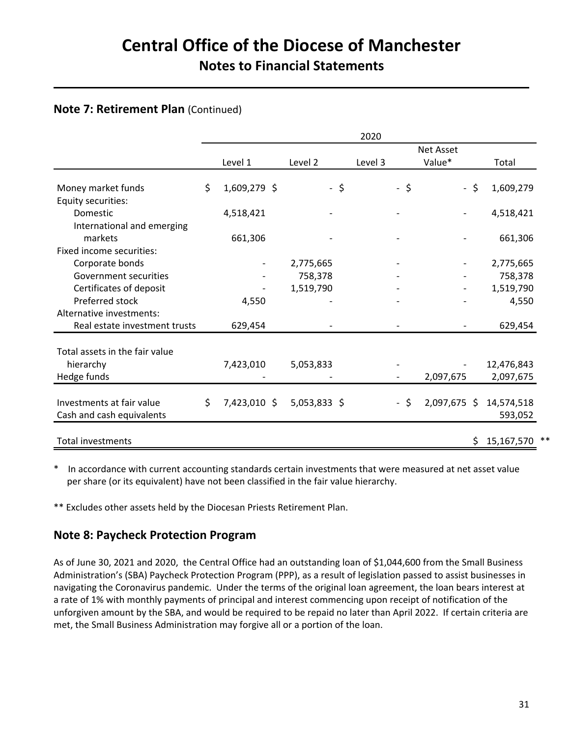# Central Office of the Diocese of Manchester

## Notes to Financial Statements

### Note 7: Retirement Plan (Continued)

| | 2020 | | | | |
|---|---|---|---|---|---|
| | Level 1 | Level 2 | Level 3 | Net Asset Value* | Total |
| Money market funds | $ 1,609,279 | $ - | $ - | $ - | $ 1,609,279 |
| Equity securities: | | | | | |
| Domestic | 4,518,421 | - | - | - | 4,518,421 |
| International and emerging markets | 661,306 | - | - | - | 661,306 |
| Fixed income securities: | | | | | |
| Corporate bonds | - | 2,775,665 | - | - | 2,775,665 |
| Government securities | - | 758,378 | - | - | 758,378 |
| Certificates of deposit | - | 1,519,790 | - | - | 1,519,790 |
| Preferred stock | 4,550 | - | - | - | 4,550 |
| Alternative investments: | | | | | |
| Real estate investment trusts | 629,454 | - | - | - | 629,454 |
| Total assets in the fair value hierarchy | 7,423,010 | 5,053,833 | - | - | 12,476,843 |
| Hedge funds | - | - | - | 2,097,675 | 2,097,675 |
| Investments at fair value | $ 7,423,010 | $ 5,053,833 | $ - | $ 2,097,675 | $ 14,574,518 |
| Cash and cash equivalents | | | | | 593,052 |
| Total investments | | | | | $ 15,167,570 ** |

\* In accordance with current accounting standards certain investments that were measured at net asset value per share (or its equivalent) have not been classified in the fair value hierarchy.

\*\* Excludes other assets held by the Diocesan Priests Retirement Plan.

### Note 8: Paycheck Protection Program

As of June 30, 2021 and 2020, the Central Office had an outstanding loan of $1,044,600 from the Small Business Administration's (SBA) Paycheck Protection Program (PPP), as a result of legislation passed to assist businesses in navigating the Coronavirus pandemic. Under the terms of the original loan agreement, the loan bears interest at a rate of 1% with monthly payments of principal and interest commencing upon receipt of notification of the unforgiven amount by the SBA, and would be required to be repaid no later than April 2022. If certain criteria are met, the Small Business Administration may forgive all or a portion of the loan.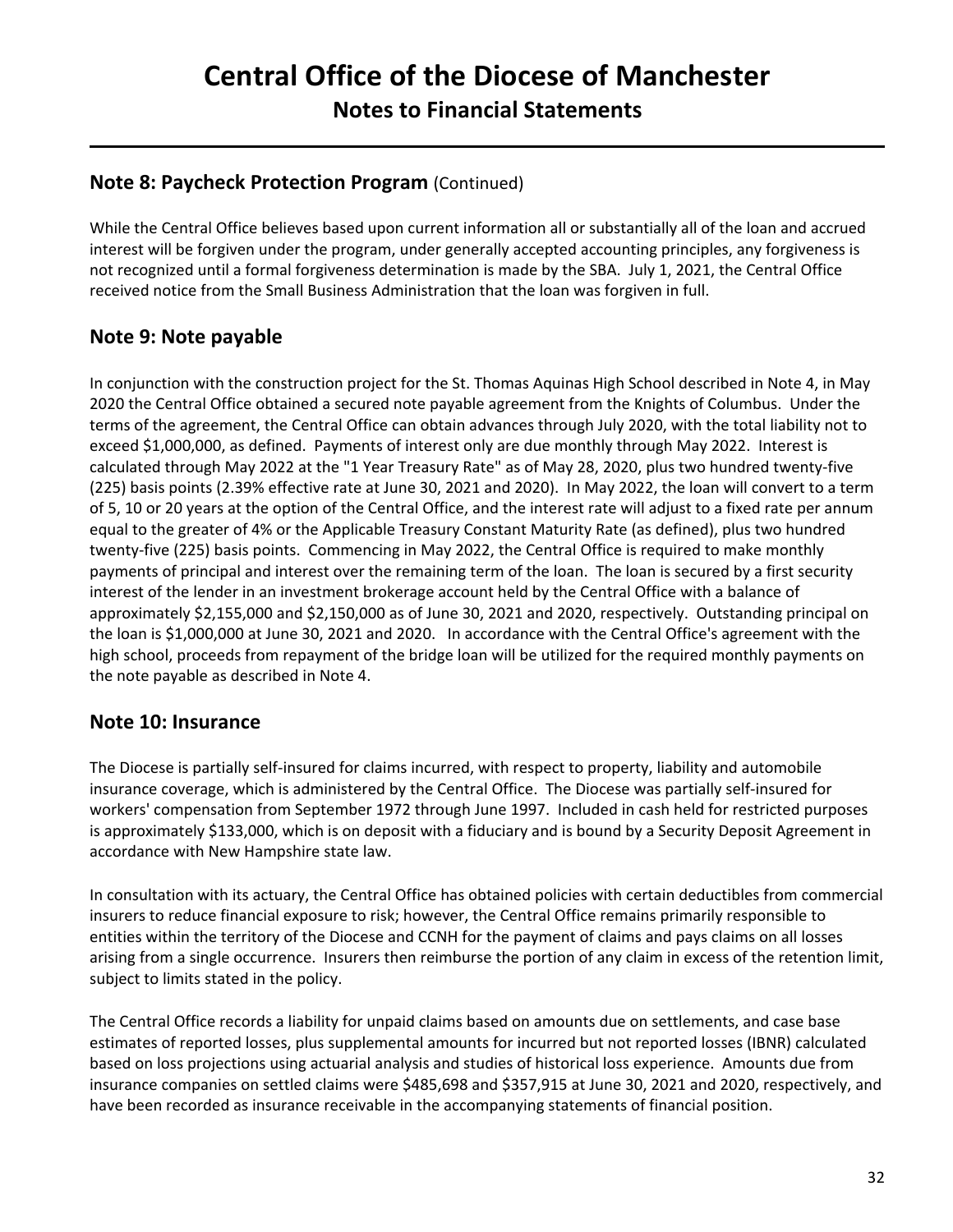## Note 8: Paycheck Protection Program (Continued)

While the Central Office believes based upon current information all or substantially all of the loan and accrued interest will be forgiven under the program, under generally accepted accounting principles, any forgiveness is not recognized until a formal forgiveness determination is made by the SBA. July 1, 2021, the Central Office received notice from the Small Business Administration that the loan was forgiven in full.

## Note 9: Note payable

In conjunction with the construction project for the St. Thomas Aquinas High School described in Note 4, in May 2020 the Central Office obtained a secured note payable agreement from the Knights of Columbus. Under the terms of the agreement, the Central Office can obtain advances through July 2020, with the total liability not to exceed $1,000,000, as defined. Payments of interest only are due monthly through May 2022. Interest is calculated through May 2022 at the "1 Year Treasury Rate" as of May 28, 2020, plus two hundred twenty-five (225) basis points (2.39% effective rate at June 30, 2021 and 2020). In May 2022, the loan will convert to a term of 5, 10 or 20 years at the option of the Central Office, and the interest rate will adjust to a fixed rate per annum equal to the greater of 4% or the Applicable Treasury Constant Maturity Rate (as defined), plus two hundred twenty-five (225) basis points. Commencing in May 2022, the Central Office is required to make monthly payments of principal and interest over the remaining term of the loan. The loan is secured by a first security interest of the lender in an investment brokerage account held by the Central Office with a balance of approximately $2,155,000 and $2,150,000 as of June 30, 2021 and 2020, respectively. Outstanding principal on the loan is $1,000,000 at June 30, 2021 and 2020. In accordance with the Central Office's agreement with the high school, proceeds from repayment of the bridge loan will be utilized for the required monthly payments on the note payable as described in Note 4.

## Note 10: Insurance

The Diocese is partially self-insured for claims incurred, with respect to property, liability and automobile insurance coverage, which is administered by the Central Office. The Diocese was partially self-insured for workers' compensation from September 1972 through June 1997. Included in cash held for restricted purposes is approximately $133,000, which is on deposit with a fiduciary and is bound by a Security Deposit Agreement in accordance with New Hampshire state law.

In consultation with its actuary, the Central Office has obtained policies with certain deductibles from commercial insurers to reduce financial exposure to risk; however, the Central Office remains primarily responsible to entities within the territory of the Diocese and CCNH for the payment of claims and pays claims on all losses arising from a single occurrence. Insurers then reimburse the portion of any claim in excess of the retention limit, subject to limits stated in the policy.

The Central Office records a liability for unpaid claims based on amounts due on settlements, and case base estimates of reported losses, plus supplemental amounts for incurred but not reported losses (IBNR) calculated based on loss projections using actuarial analysis and studies of historical loss experience. Amounts due from insurance companies on settled claims were $485,698 and $357,915 at June 30, 2021 and 2020, respectively, and have been recorded as insurance receivable in the accompanying statements of financial position.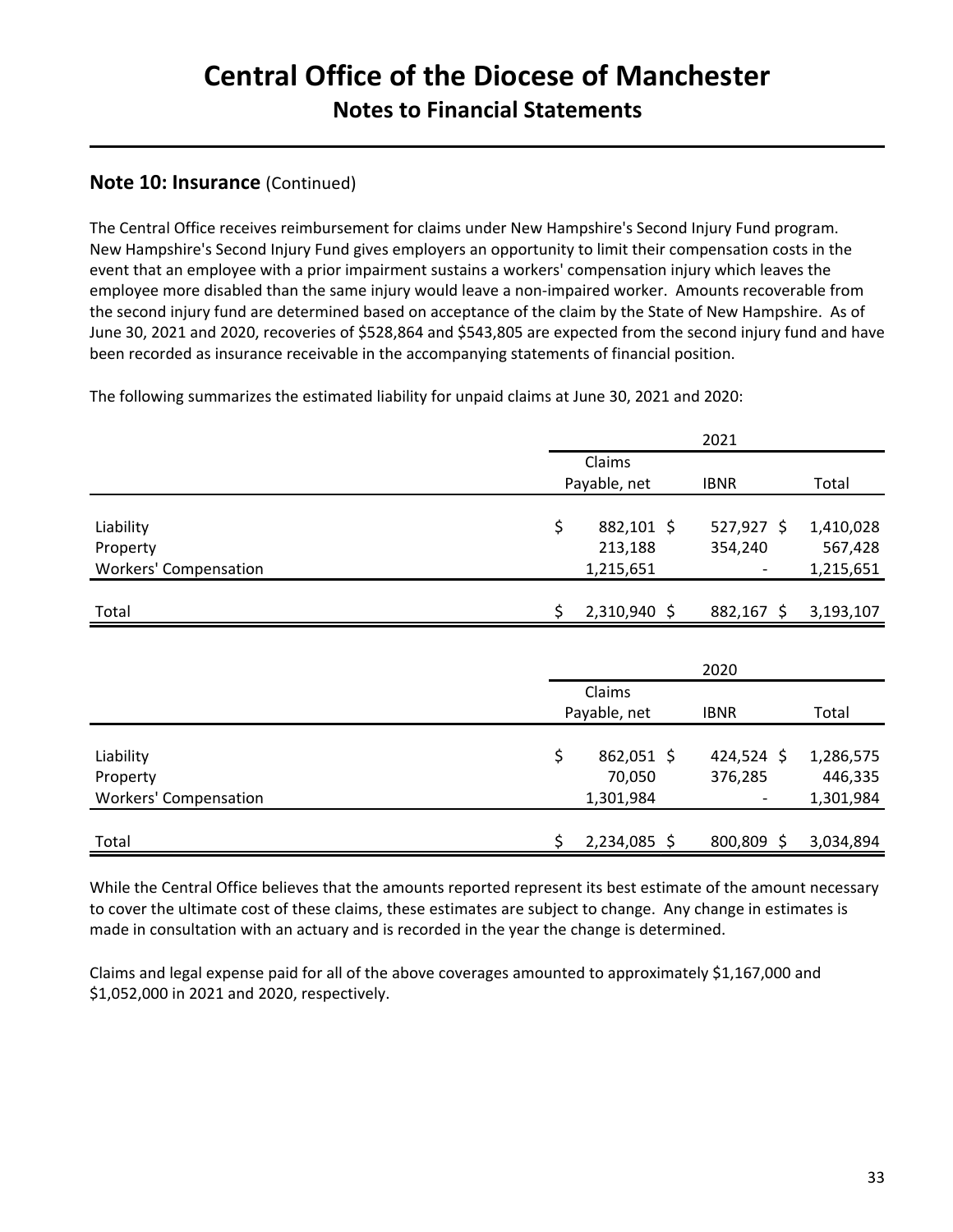## Note 10: Insurance (Continued)

The Central Office receives reimbursement for claims under New Hampshire's Second Injury Fund program. New Hampshire's Second Injury Fund gives employers an opportunity to limit their compensation costs in the event that an employee with a prior impairment sustains a workers' compensation injury which leaves the employee more disabled than the same injury would leave a non-impaired worker. Amounts recoverable from the second injury fund are determined based on acceptance of the claim by the State of New Hampshire. As of June 30, 2021 and 2020, recoveries of $528,864 and $543,805 are expected from the second injury fund and have been recorded as insurance receivable in the accompanying statements of financial position.

The following summarizes the estimated liability for unpaid claims at June 30, 2021 and 2020:

| | 2021 | | |
|---|---|---|---|
| | Claims Payable, net | IBNR | Total |
| Liability | $ 882,101 | $ 527,927 | $ 1,410,028 |
| Property | 213,188 | 354,240 | 567,428 |
| Workers' Compensation | 1,215,651 | - | 1,215,651 |
| Total | $ 2,310,940 | $ 882,167 | $ 3,193,107 |

| | 2020 | | |
|---|---|---|---|
| | Claims Payable, net | IBNR | Total |
| Liability | $ 862,051 | $ 424,524 | $ 1,286,575 |
| Property | 70,050 | 376,285 | 446,335 |
| Workers' Compensation | 1,301,984 | - | 1,301,984 |
| Total | $ 2,234,085 | $ 800,809 | $ 3,034,894 |

While the Central Office believes that the amounts reported represent its best estimate of the amount necessary to cover the ultimate cost of these claims, these estimates are subject to change. Any change in estimates is made in consultation with an actuary and is recorded in the year the change is determined.

Claims and legal expense paid for all of the above coverages amounted to approximately $1,167,000 and $1,052,000 in 2021 and 2020, respectively.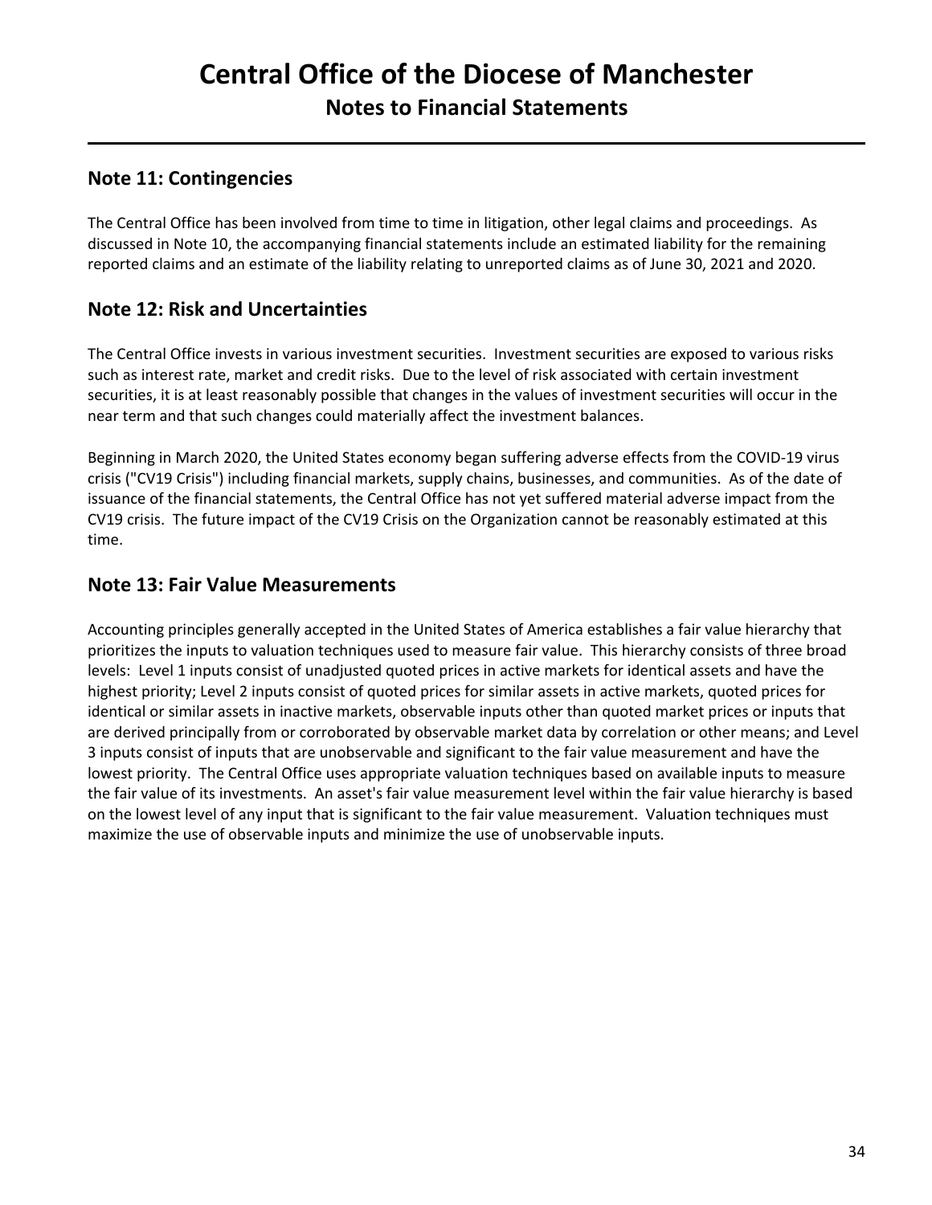# Central Office of the Diocese of Manchester
## Notes to Financial Statements

## Note 11: Contingencies

The Central Office has been involved from time to time in litigation, other legal claims and proceedings. As discussed in Note 10, the accompanying financial statements include an estimated liability for the remaining reported claims and an estimate of the liability relating to unreported claims as of June 30, 2021 and 2020.

## Note 12: Risk and Uncertainties

The Central Office invests in various investment securities. Investment securities are exposed to various risks such as interest rate, market and credit risks. Due to the level of risk associated with certain investment securities, it is at least reasonably possible that changes in the values of investment securities will occur in the near term and that such changes could materially affect the investment balances.

Beginning in March 2020, the United States economy began suffering adverse effects from the COVID-19 virus crisis ("CV19 Crisis") including financial markets, supply chains, businesses, and communities. As of the date of issuance of the financial statements, the Central Office has not yet suffered material adverse impact from the CV19 crisis. The future impact of the CV19 Crisis on the Organization cannot be reasonably estimated at this time.

## Note 13: Fair Value Measurements

Accounting principles generally accepted in the United States of America establishes a fair value hierarchy that prioritizes the inputs to valuation techniques used to measure fair value. This hierarchy consists of three broad levels: Level 1 inputs consist of unadjusted quoted prices in active markets for identical assets and have the highest priority; Level 2 inputs consist of quoted prices for similar assets in active markets, quoted prices for identical or similar assets in inactive markets, observable inputs other than quoted market prices or inputs that are derived principally from or corroborated by observable market data by correlation or other means; and Level 3 inputs consist of inputs that are unobservable and significant to the fair value measurement and have the lowest priority. The Central Office uses appropriate valuation techniques based on available inputs to measure the fair value of its investments. An asset's fair value measurement level within the fair value hierarchy is based on the lowest level of any input that is significant to the fair value measurement. Valuation techniques must maximize the use of observable inputs and minimize the use of unobservable inputs.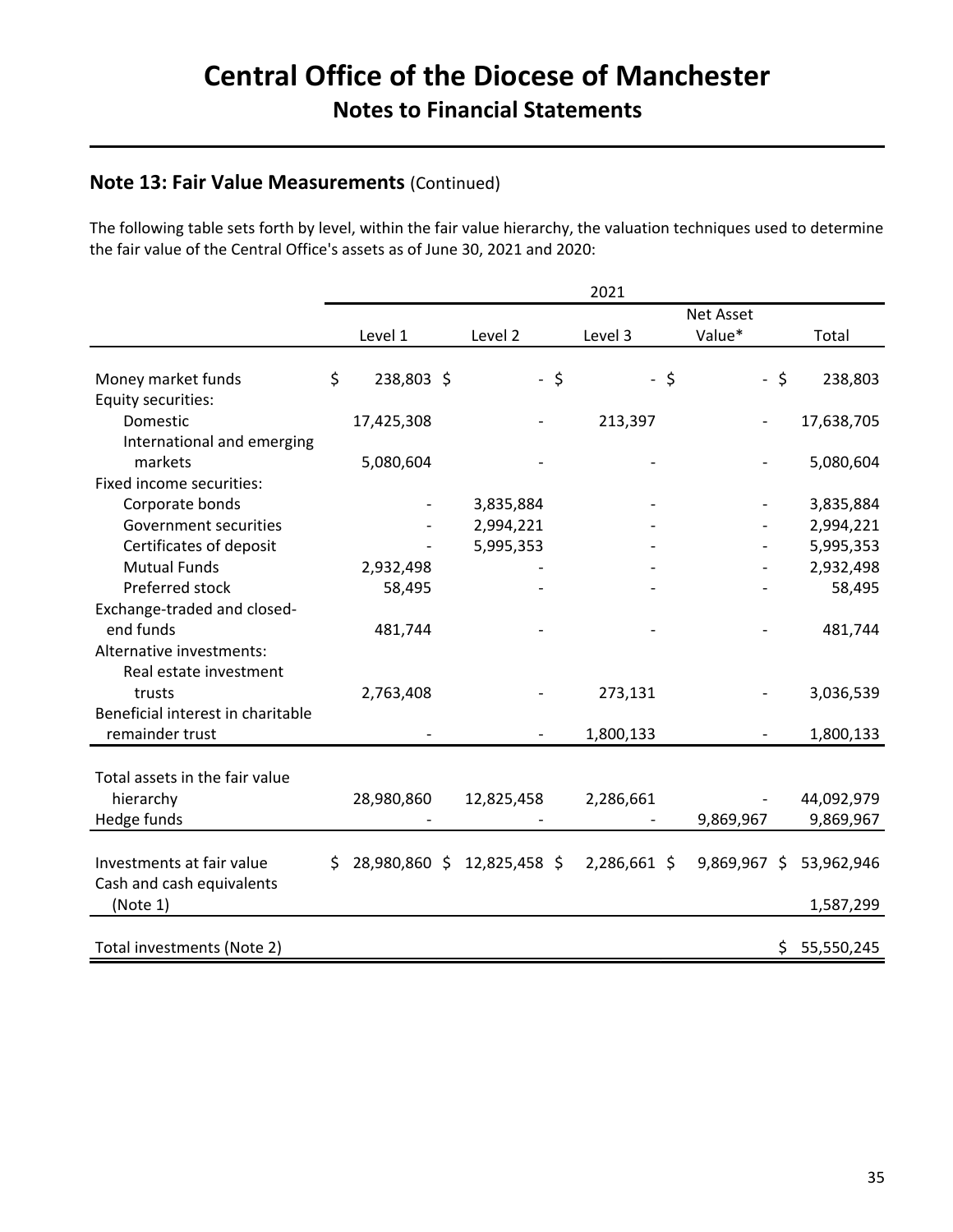# Central Office of the Diocese of Manchester

## Notes to Financial Statements

### Note 13: Fair Value Measurements (Continued)

The following table sets forth by level, within the fair value hierarchy, the valuation techniques used to determine the fair value of the Central Office's assets as of June 30, 2021 and 2020:

| | 2021 | | | | |
|---|---|---|---|---|---|
| | Level 1 | Level 2 | Level 3 | Net Asset Value* | Total |
| Money market funds | $ 238,803 | $ - | $ - | $ - | $ 238,803 |
| Equity securities: | | | | | |
| Domestic | 17,425,308 | - | 213,397 | - | 17,638,705 |
| International and emerging markets | 5,080,604 | - | - | - | 5,080,604 |
| Fixed income securities: | | | | | |
| Corporate bonds | - | 3,835,884 | - | - | 3,835,884 |
| Government securities | - | 2,994,221 | - | - | 2,994,221 |
| Certificates of deposit | - | 5,995,353 | - | - | 5,995,353 |
| Mutual Funds | 2,932,498 | - | - | - | 2,932,498 |
| Preferred stock | 58,495 | - | - | - | 58,495 |
| Exchange-traded and closed-end funds | 481,744 | - | - | - | 481,744 |
| Alternative investments: | | | | | |
| Real estate investment trusts | 2,763,408 | - | 273,131 | - | 3,036,539 |
| Beneficial interest in charitable remainder trust | - | - | 1,800,133 | - | 1,800,133 |
| Total assets in the fair value hierarchy | 28,980,860 | 12,825,458 | 2,286,661 | - | 44,092,979 |
| Hedge funds | - | - | - | 9,869,967 | 9,869,967 |
| Investments at fair value | $ 28,980,860 | $ 12,825,458 | $ 2,286,661 | $ 9,869,967 | $ 53,962,946 |
| Cash and cash equivalents (Note 1) | | | | | 1,587,299 |
| Total investments (Note 2) | | | | | $ 55,550,245 |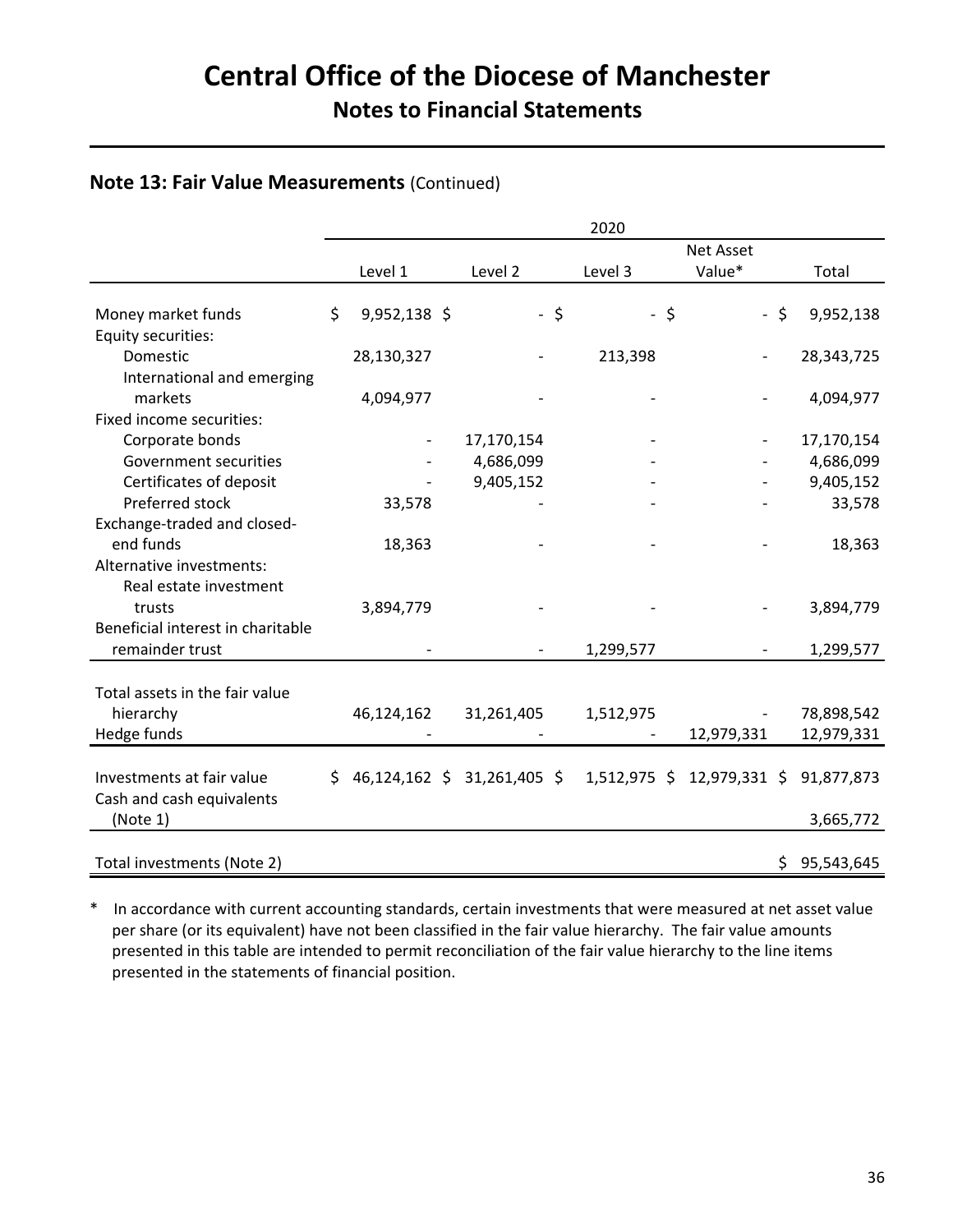# Central Office of the Diocese of Manchester

## Notes to Financial Statements

### Note 13: Fair Value Measurements (Continued)

| | 2020 | | | | |
|---|---|---|---|---|---|
| | Level 1 | Level 2 | Level 3 | Net Asset Value* | Total |
| Money market funds | $ 9,952,138 | $ - | $ - | $ - | $ 9,952,138 |
| Equity securities: | | | | | |
| Domestic | 28,130,327 | - | 213,398 | - | 28,343,725 |
| International and emerging markets | 4,094,977 | - | - | - | 4,094,977 |
| Fixed income securities: | | | | | |
| Corporate bonds | - | 17,170,154 | - | - | 17,170,154 |
| Government securities | - | 4,686,099 | - | - | 4,686,099 |
| Certificates of deposit | - | 9,405,152 | - | - | 9,405,152 |
| Preferred stock | 33,578 | - | - | - | 33,578 |
| Exchange-traded and closed-end funds | 18,363 | - | - | - | 18,363 |
| Alternative investments: | | | | | |
| Real estate investment trusts | 3,894,779 | - | - | - | 3,894,779 |
| Beneficial interest in charitable remainder trust | - | - | 1,299,577 | - | 1,299,577 |
| Total assets in the fair value hierarchy | 46,124,162 | 31,261,405 | 1,512,975 | - | 78,898,542 |
| Hedge funds | - | - | - | 12,979,331 | 12,979,331 |
| Investments at fair value | $ 46,124,162 | $ 31,261,405 | $ 1,512,975 | $ 12,979,331 | $ 91,877,873 |
| Cash and cash equivalents (Note 1) | | | | | 3,665,772 |
| Total investments (Note 2) | | | | | $ 95,543,645 |

* In accordance with current accounting standards, certain investments that were measured at net asset value per share (or its equivalent) have not been classified in the fair value hierarchy. The fair value amounts presented in this table are intended to permit reconciliation of the fair value hierarchy to the line items presented in the statements of financial position.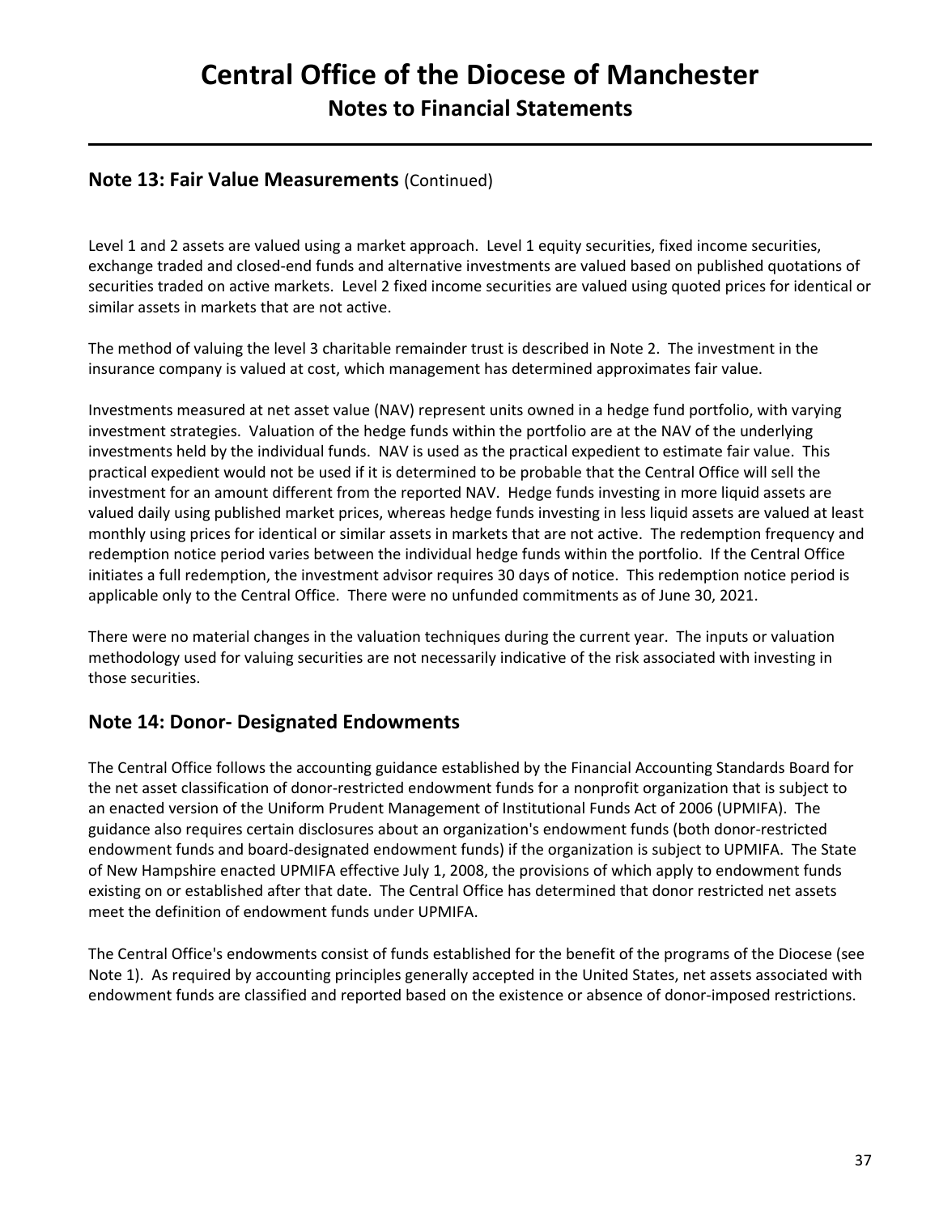## Note 13: Fair Value Measurements (Continued)

Level 1 and 2 assets are valued using a market approach. Level 1 equity securities, fixed income securities, exchange traded and closed-end funds and alternative investments are valued based on published quotations of securities traded on active markets. Level 2 fixed income securities are valued using quoted prices for identical or similar assets in markets that are not active.

The method of valuing the level 3 charitable remainder trust is described in Note 2. The investment in the insurance company is valued at cost, which management has determined approximates fair value.

Investments measured at net asset value (NAV) represent units owned in a hedge fund portfolio, with varying investment strategies. Valuation of the hedge funds within the portfolio are at the NAV of the underlying investments held by the individual funds. NAV is used as the practical expedient to estimate fair value. This practical expedient would not be used if it is determined to be probable that the Central Office will sell the investment for an amount different from the reported NAV. Hedge funds investing in more liquid assets are valued daily using published market prices, whereas hedge funds investing in less liquid assets are valued at least monthly using prices for identical or similar assets in markets that are not active. The redemption frequency and redemption notice period varies between the individual hedge funds within the portfolio. If the Central Office initiates a full redemption, the investment advisor requires 30 days of notice. This redemption notice period is applicable only to the Central Office. There were no unfunded commitments as of June 30, 2021.

There were no material changes in the valuation techniques during the current year. The inputs or valuation methodology used for valuing securities are not necessarily indicative of the risk associated with investing in those securities.

## Note 14: Donor- Designated Endowments

The Central Office follows the accounting guidance established by the Financial Accounting Standards Board for the net asset classification of donor-restricted endowment funds for a nonprofit organization that is subject to an enacted version of the Uniform Prudent Management of Institutional Funds Act of 2006 (UPMIFA). The guidance also requires certain disclosures about an organization's endowment funds (both donor-restricted endowment funds and board-designated endowment funds) if the organization is subject to UPMIFA. The State of New Hampshire enacted UPMIFA effective July 1, 2008, the provisions of which apply to endowment funds existing on or established after that date. The Central Office has determined that donor restricted net assets meet the definition of endowment funds under UPMIFA.

The Central Office's endowments consist of funds established for the benefit of the programs of the Diocese (see Note 1). As required by accounting principles generally accepted in the United States, net assets associated with endowment funds are classified and reported based on the existence or absence of donor-imposed restrictions.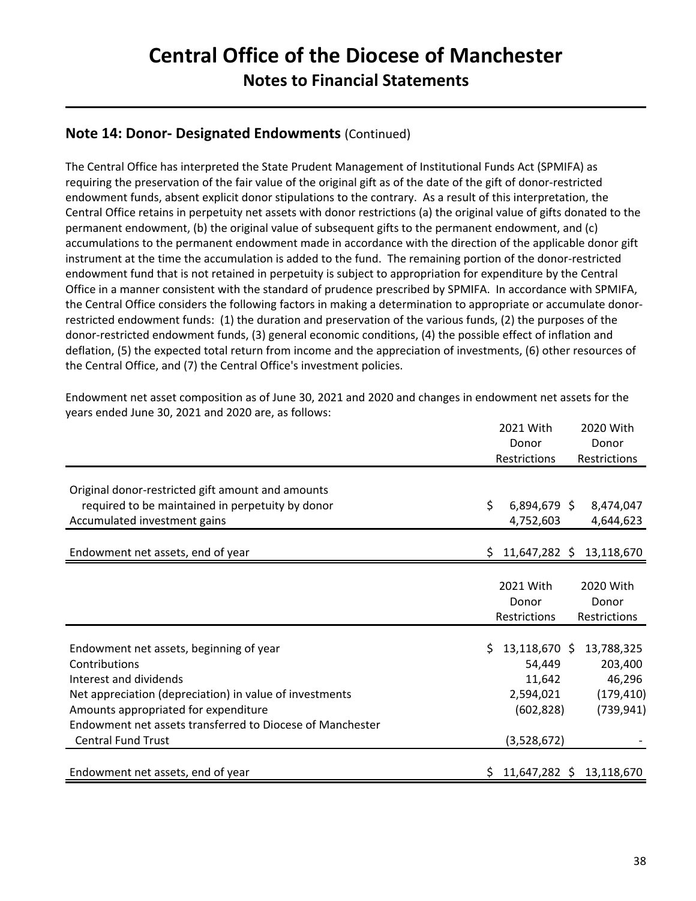## Note 14: Donor- Designated Endowments (Continued)

The Central Office has interpreted the State Prudent Management of Institutional Funds Act (SPMIFA) as requiring the preservation of the fair value of the original gift as of the date of the gift of donor-restricted endowment funds, absent explicit donor stipulations to the contrary. As a result of this interpretation, the Central Office retains in perpetuity net assets with donor restrictions (a) the original value of gifts donated to the permanent endowment, (b) the original value of subsequent gifts to the permanent endowment, and (c) accumulations to the permanent endowment made in accordance with the direction of the applicable donor gift instrument at the time the accumulation is added to the fund. The remaining portion of the donor-restricted endowment fund that is not retained in perpetuity is subject to appropriation for expenditure by the Central Office in a manner consistent with the standard of prudence prescribed by SPMIFA. In accordance with SPMIFA, the Central Office considers the following factors in making a determination to appropriate or accumulate donor-restricted endowment funds: (1) the duration and preservation of the various funds, (2) the purposes of the donor-restricted endowment funds, (3) general economic conditions, (4) the possible effect of inflation and deflation, (5) the expected total return from income and the appreciation of investments, (6) other resources of the Central Office, and (7) the Central Office's investment policies.

Endowment net asset composition as of June 30, 2021 and 2020 and changes in endowment net assets for the years ended June 30, 2021 and 2020 are, as follows:

| | 2021 With Donor Restrictions | 2020 With Donor Restrictions |
|---|---|---|
| Original donor-restricted gift amount and amounts required to be maintained in perpetuity by donor | $ 6,894,679 | $ 8,474,047 |
| Accumulated investment gains | 4,752,603 | 4,644,623 |
| Endowment net assets, end of year | $ 11,647,282 | $ 13,118,670 |

| | 2021 With Donor Restrictions | 2020 With Donor Restrictions |
|---|---|---|
| Endowment net assets, beginning of year | $ 13,118,670 | $ 13,788,325 |
| Contributions | 54,449 | 203,400 |
| Interest and dividends | 11,642 | 46,296 |
| Net appreciation (depreciation) in value of investments | 2,594,021 | (179,410) |
| Amounts appropriated for expenditure | (602,828) | (739,941) |
| Endowment net assets transferred to Diocese of Manchester Central Fund Trust | (3,528,672) | - |
| Endowment net assets, end of year | $ 11,647,282 | $ 13,118,670 |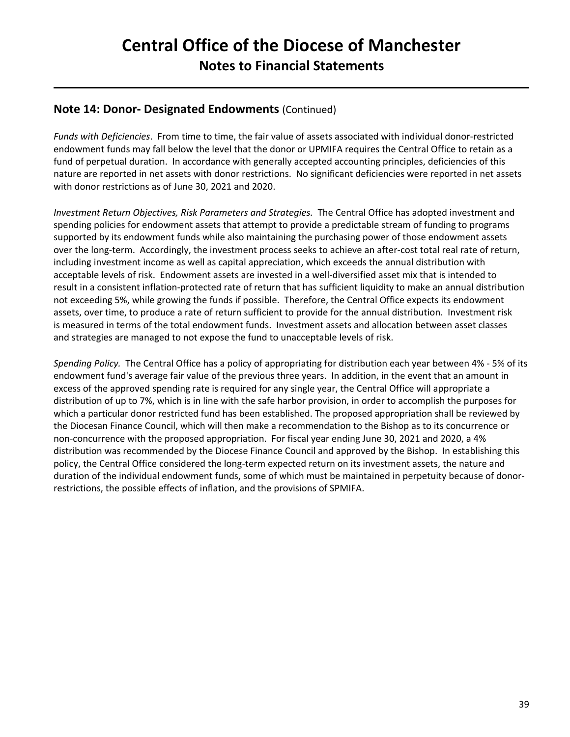## Note 14: Donor- Designated Endowments (Continued)

*Funds with Deficiencies*. From time to time, the fair value of assets associated with individual donor-restricted endowment funds may fall below the level that the donor or UPMIFA requires the Central Office to retain as a fund of perpetual duration. In accordance with generally accepted accounting principles, deficiencies of this nature are reported in net assets with donor restrictions. No significant deficiencies were reported in net assets with donor restrictions as of June 30, 2021 and 2020.

*Investment Return Objectives, Risk Parameters and Strategies.* The Central Office has adopted investment and spending policies for endowment assets that attempt to provide a predictable stream of funding to programs supported by its endowment funds while also maintaining the purchasing power of those endowment assets over the long-term. Accordingly, the investment process seeks to achieve an after-cost total real rate of return, including investment income as well as capital appreciation, which exceeds the annual distribution with acceptable levels of risk. Endowment assets are invested in a well-diversified asset mix that is intended to result in a consistent inflation-protected rate of return that has sufficient liquidity to make an annual distribution not exceeding 5%, while growing the funds if possible. Therefore, the Central Office expects its endowment assets, over time, to produce a rate of return sufficient to provide for the annual distribution. Investment risk is measured in terms of the total endowment funds. Investment assets and allocation between asset classes and strategies are managed to not expose the fund to unacceptable levels of risk.

*Spending Policy.* The Central Office has a policy of appropriating for distribution each year between 4% - 5% of its endowment fund's average fair value of the previous three years. In addition, in the event that an amount in excess of the approved spending rate is required for any single year, the Central Office will appropriate a distribution of up to 7%, which is in line with the safe harbor provision, in order to accomplish the purposes for which a particular donor restricted fund has been established. The proposed appropriation shall be reviewed by the Diocesan Finance Council, which will then make a recommendation to the Bishop as to its concurrence or non-concurrence with the proposed appropriation. For fiscal year ending June 30, 2021 and 2020, a 4% distribution was recommended by the Diocese Finance Council and approved by the Bishop. In establishing this policy, the Central Office considered the long-term expected return on its investment assets, the nature and duration of the individual endowment funds, some of which must be maintained in perpetuity because of donor-restrictions, the possible effects of inflation, and the provisions of SPMIFA.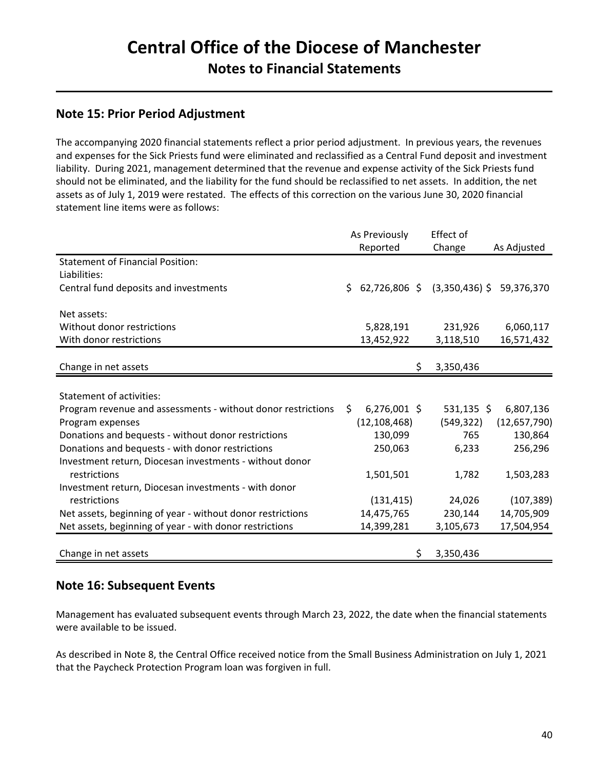# Central Office of the Diocese of Manchester

## Notes to Financial Statements

## Note 15: Prior Period Adjustment

The accompanying 2020 financial statements reflect a prior period adjustment. In previous years, the revenues and expenses for the Sick Priests fund were eliminated and reclassified as a Central Fund deposit and investment liability. During 2021, management determined that the revenue and expense activity of the Sick Priests fund should not be eliminated, and the liability for the fund should be reclassified to net assets. In addition, the net assets as of July 1, 2019 were restated. The effects of this correction on the various June 30, 2020 financial statement line items were as follows:

| | As Previously Reported | Effect of Change | As Adjusted |
|---|---|---|---|
| Statement of Financial Position: | | | |
| Liabilities: | | | |
| Central fund deposits and investments | $ 62,726,806 | $ (3,350,436) | $ 59,376,370 |
| Net assets: | | | |
| Without donor restrictions | 5,828,191 | 231,926 | 6,060,117 |
| With donor restrictions | 13,452,922 | 3,118,510 | 16,571,432 |
| Change in net assets | | $ 3,350,436 | |
| Statement of activities: | | | |
| Program revenue and assessments - without donor restrictions | $ 6,276,001 | $ 531,135 | $ 6,807,136 |
| Program expenses | (12,108,468) | (549,322) | (12,657,790) |
| Donations and bequests - without donor restrictions | 130,099 | 765 | 130,864 |
| Donations and bequests - with donor restrictions | 250,063 | 6,233 | 256,296 |
| Investment return, Diocesan investments - without donor restrictions | 1,501,501 | 1,782 | 1,503,283 |
| Investment return, Diocesan investments - with donor restrictions | (131,415) | 24,026 | (107,389) |
| Net assets, beginning of year - without donor restrictions | 14,475,765 | 230,144 | 14,705,909 |
| Net assets, beginning of year - with donor restrictions | 14,399,281 | 3,105,673 | 17,504,954 |
| Change in net assets | | $ 3,350,436 | |

## Note 16: Subsequent Events

Management has evaluated subsequent events through March 23, 2022, the date when the financial statements were available to be issued.

As described in Note 8, the Central Office received notice from the Small Business Administration on July 1, 2021 that the Paycheck Protection Program loan was forgiven in full.